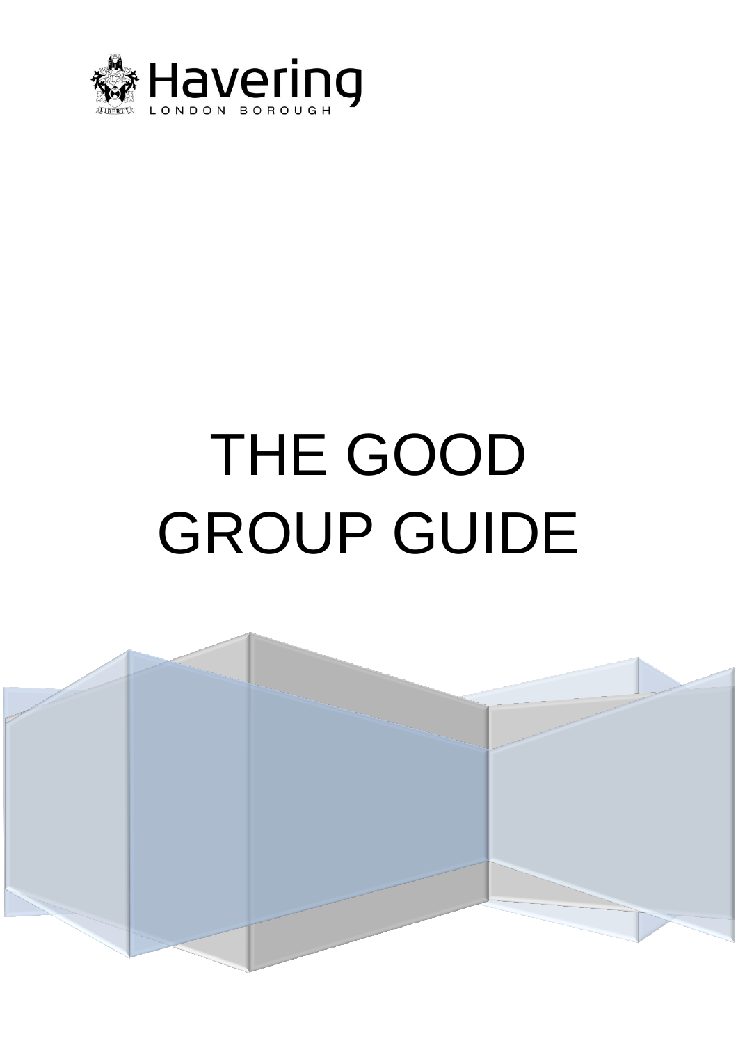Havering

LONDON BOROUGH

# THE GOOD GROUP GUIDE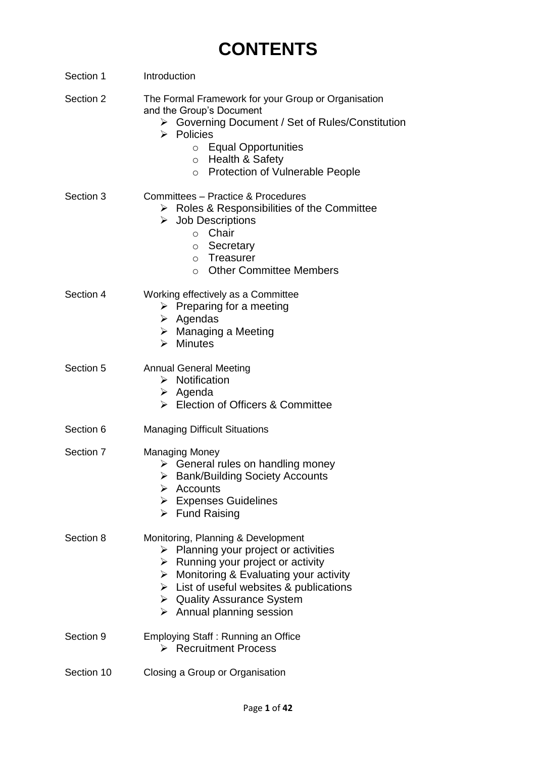# CONTENTS

Section 1 Introduction

Section 2 The Formal Framework for your Group or Organisation and the Group's Document

- Governing Document / Set of Rules/Constitution
- Policies
  - Equal Opportunities
  - Health & Safety
  - Protection of Vulnerable People

Section 3 Committees – Practice & Procedures

- Roles & Responsibilities of the Committee
- Job Descriptions
  - Chair
  - Secretary
  - Treasurer
  - Other Committee Members

Section 4 Working effectively as a Committee

- Preparing for a meeting
- Agendas
- Managing a Meeting
- Minutes

Section 5 Annual General Meeting

- Notification
- Agenda
- Election of Officers & Committee

Section 6 Managing Difficult Situations

Section 7 Managing Money

- General rules on handling money
- Bank/Building Society Accounts
- Accounts
- Expenses Guidelines
- Fund Raising

Section 8 Monitoring, Planning & Development

- Planning your project or activities
- Running your project or activity
- Monitoring & Evaluating your activity
- List of useful websites & publications
- Quality Assurance System
- Annual planning session

Section 9 Employing Staff : Running an Office

- Recruitment Process

Section 10 Closing a Group or Organisation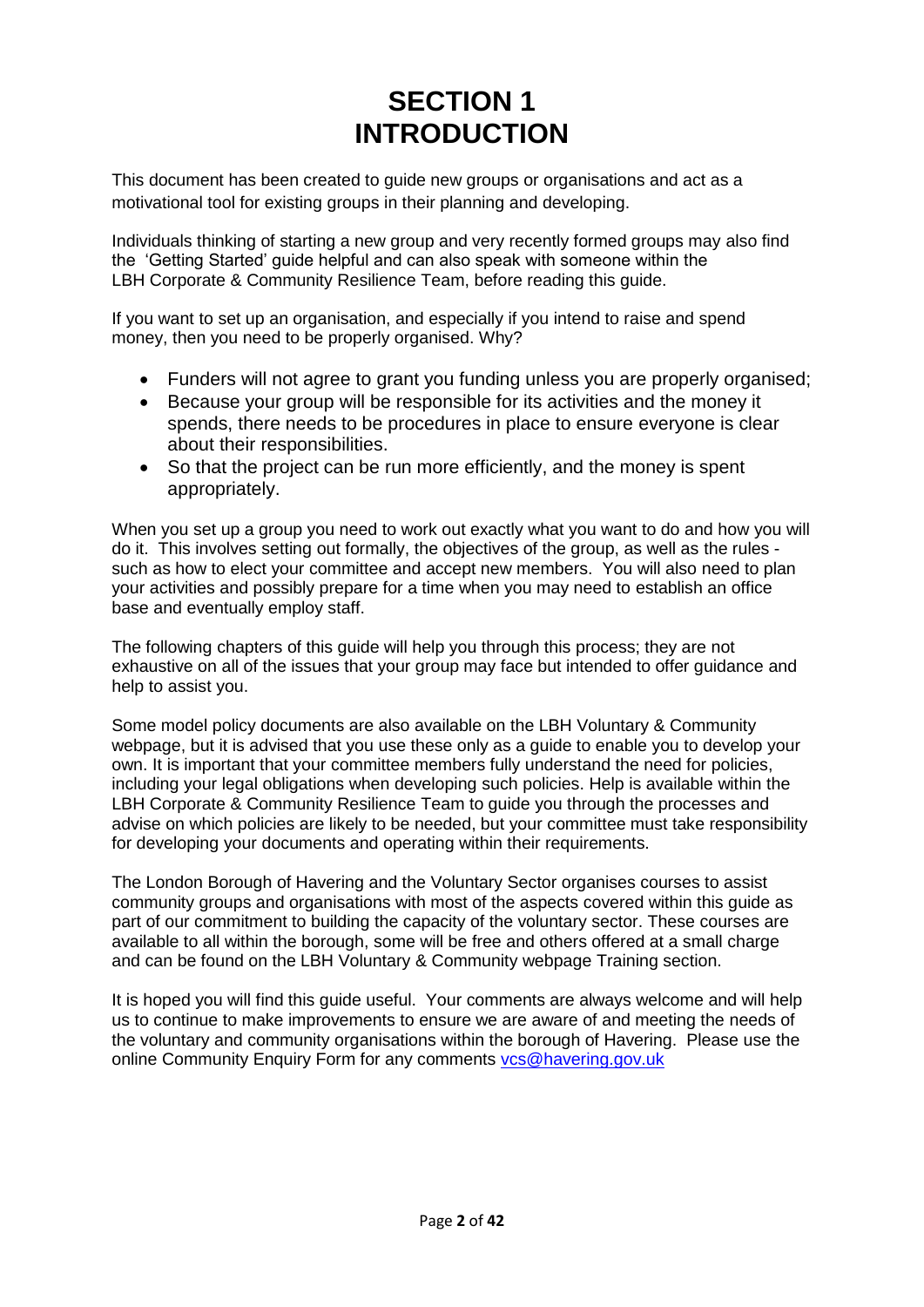# SECTION 1
# INTRODUCTION

This document has been created to guide new groups or organisations and act as a motivational tool for existing groups in their planning and developing.

Individuals thinking of starting a new group and very recently formed groups may also find the 'Getting Started' guide helpful and can also speak with someone within the LBH Corporate & Community Resilience Team, before reading this guide.

If you want to set up an organisation, and especially if you intend to raise and spend money, then you need to be properly organised. Why?

- Funders will not agree to grant you funding unless you are properly organised;
- Because your group will be responsible for its activities and the money it spends, there needs to be procedures in place to ensure everyone is clear about their responsibilities.
- So that the project can be run more efficiently, and the money is spent appropriately.

When you set up a group you need to work out exactly what you want to do and how you will do it. This involves setting out formally, the objectives of the group, as well as the rules - such as how to elect your committee and accept new members. You will also need to plan your activities and possibly prepare for a time when you may need to establish an office base and eventually employ staff.

The following chapters of this guide will help you through this process; they are not exhaustive on all of the issues that your group may face but intended to offer guidance and help to assist you.

Some model policy documents are also available on the LBH Voluntary & Community webpage, but it is advised that you use these only as a guide to enable you to develop your own. It is important that your committee members fully understand the need for policies, including your legal obligations when developing such policies. Help is available within the LBH Corporate & Community Resilience Team to guide you through the processes and advise on which policies are likely to be needed, but your committee must take responsibility for developing your documents and operating within their requirements.

The London Borough of Havering and the Voluntary Sector organises courses to assist community groups and organisations with most of the aspects covered within this guide as part of our commitment to building the capacity of the voluntary sector. These courses are available to all within the borough, some will be free and others offered at a small charge and can be found on the LBH Voluntary & Community webpage Training section.

It is hoped you will find this guide useful. Your comments are always welcome and will help us to continue to make improvements to ensure we are aware of and meeting the needs of the voluntary and community organisations within the borough of Havering. Please use the online Community Enquiry Form for any comments vcs@havering.gov.uk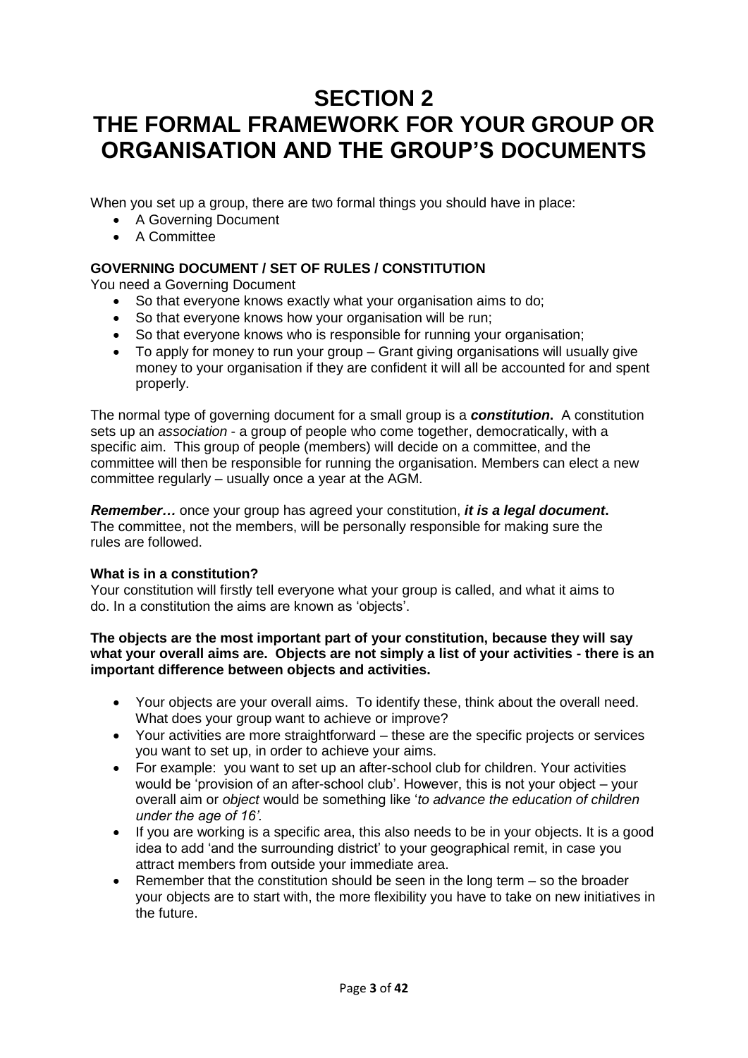# SECTION 2
# THE FORMAL FRAMEWORK FOR YOUR GROUP OR ORGANISATION AND THE GROUP'S DOCUMENTS

When you set up a group, there are two formal things you should have in place:

- A Governing Document
- A Committee

**GOVERNING DOCUMENT / SET OF RULES / CONSTITUTION**

You need a Governing Document

- So that everyone knows exactly what your organisation aims to do;
- So that everyone knows how your organisation will be run;
- So that everyone knows who is responsible for running your organisation;
- To apply for money to run your group – Grant giving organisations will usually give money to your organisation if they are confident it will all be accounted for and spent properly.

The normal type of governing document for a small group is a ***constitution***. A constitution sets up an *association* - a group of people who come together, democratically, with a specific aim. This group of people (members) will decide on a committee, and the committee will then be responsible for running the organisation. Members can elect a new committee regularly – usually once a year at the AGM.

***Remember…*** once your group has agreed your constitution, ***it is a legal document***. The committee, not the members, will be personally responsible for making sure the rules are followed.

**What is in a constitution?**

Your constitution will firstly tell everyone what your group is called, and what it aims to do. In a constitution the aims are known as 'objects'.

**The objects are the most important part of your constitution, because they will say what your overall aims are. Objects are not simply a list of your activities - there is an important difference between objects and activities.**

- Your objects are your overall aims. To identify these, think about the overall need. What does your group want to achieve or improve?
- Your activities are more straightforward – these are the specific projects or services you want to set up, in order to achieve your aims.
- For example: you want to set up an after-school club for children. Your activities would be 'provision of an after-school club'. However, this is not your object – your overall aim or *object* would be something like '*to advance the education of children under the age of 16'.*
- If you are working is a specific area, this also needs to be in your objects. It is a good idea to add 'and the surrounding district' to your geographical remit, in case you attract members from outside your immediate area.
- Remember that the constitution should be seen in the long term – so the broader your objects are to start with, the more flexibility you have to take on new initiatives in the future.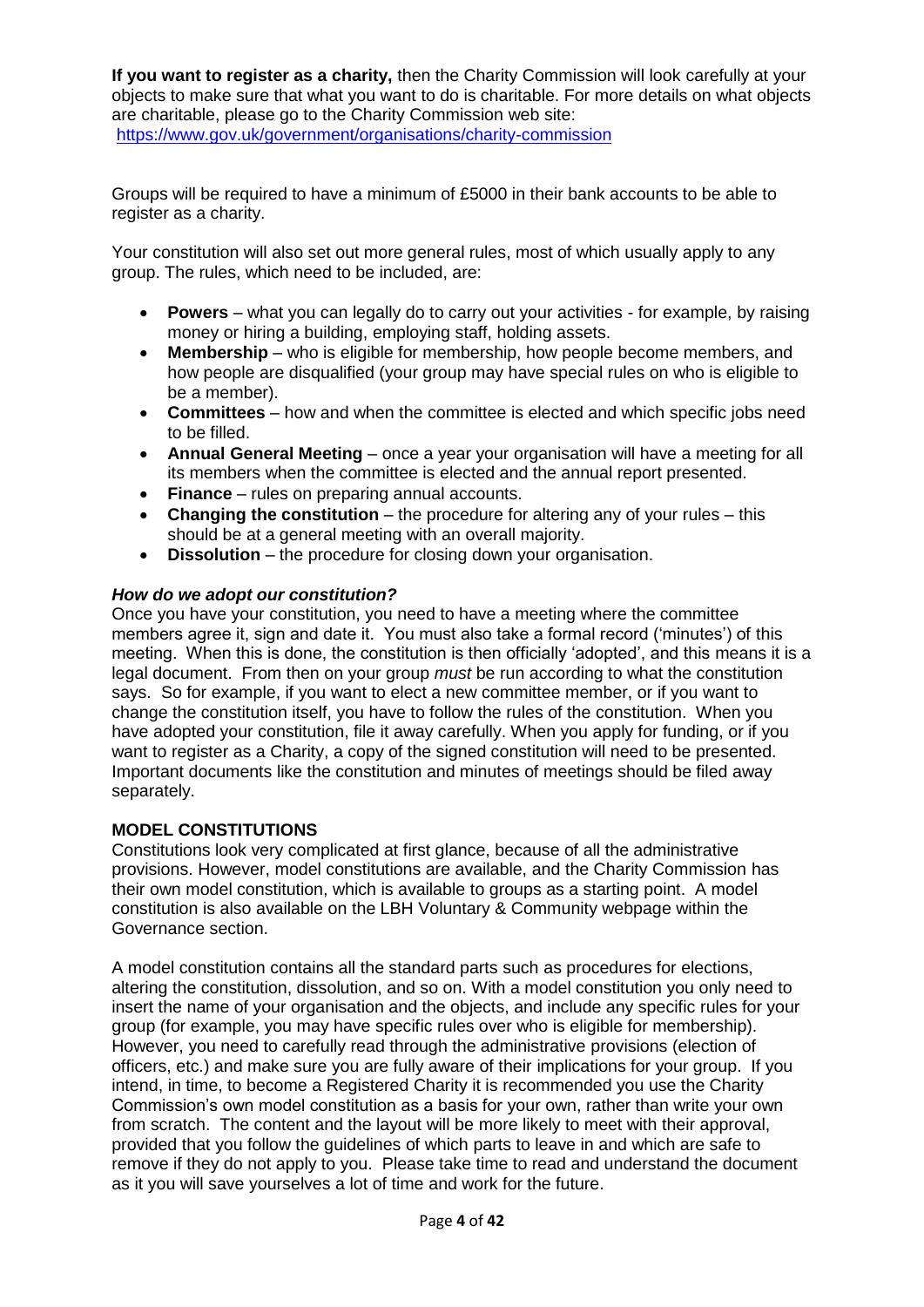**If you want to register as a charity,** then the Charity Commission will look carefully at your objects to make sure that what you want to do is charitable. For more details on what objects are charitable, please go to the Charity Commission web site: https://www.gov.uk/government/organisations/charity-commission

Groups will be required to have a minimum of £5000 in their bank accounts to be able to register as a charity.

Your constitution will also set out more general rules, most of which usually apply to any group. The rules, which need to be included, are:

- **Powers** – what you can legally do to carry out your activities - for example, by raising money or hiring a building, employing staff, holding assets.
- **Membership** – who is eligible for membership, how people become members, and how people are disqualified (your group may have special rules on who is eligible to be a member).
- **Committees** – how and when the committee is elected and which specific jobs need to be filled.
- **Annual General Meeting** – once a year your organisation will have a meeting for all its members when the committee is elected and the annual report presented.
- **Finance** – rules on preparing annual accounts.
- **Changing the constitution** – the procedure for altering any of your rules – this should be at a general meeting with an overall majority.
- **Dissolution** – the procedure for closing down your organisation.

***How do we adopt our constitution?***

Once you have your constitution, you need to have a meeting where the committee members agree it, sign and date it. You must also take a formal record ('minutes') of this meeting. When this is done, the constitution is then officially 'adopted', and this means it is a legal document. From then on your group *must* be run according to what the constitution says. So for example, if you want to elect a new committee member, or if you want to change the constitution itself, you have to follow the rules of the constitution. When you have adopted your constitution, file it away carefully. When you apply for funding, or if you want to register as a Charity, a copy of the signed constitution will need to be presented. Important documents like the constitution and minutes of meetings should be filed away separately.

**MODEL CONSTITUTIONS**

Constitutions look very complicated at first glance, because of all the administrative provisions. However, model constitutions are available, and the Charity Commission has their own model constitution, which is available to groups as a starting point. A model constitution is also available on the LBH Voluntary & Community webpage within the Governance section.

A model constitution contains all the standard parts such as procedures for elections, altering the constitution, dissolution, and so on. With a model constitution you only need to insert the name of your organisation and the objects, and include any specific rules for your group (for example, you may have specific rules over who is eligible for membership). However, you need to carefully read through the administrative provisions (election of officers, etc.) and make sure you are fully aware of their implications for your group. If you intend, in time, to become a Registered Charity it is recommended you use the Charity Commission's own model constitution as a basis for your own, rather than write your own from scratch. The content and the layout will be more likely to meet with their approval, provided that you follow the guidelines of which parts to leave in and which are safe to remove if they do not apply to you. Please take time to read and understand the document as it you will save yourselves a lot of time and work for the future.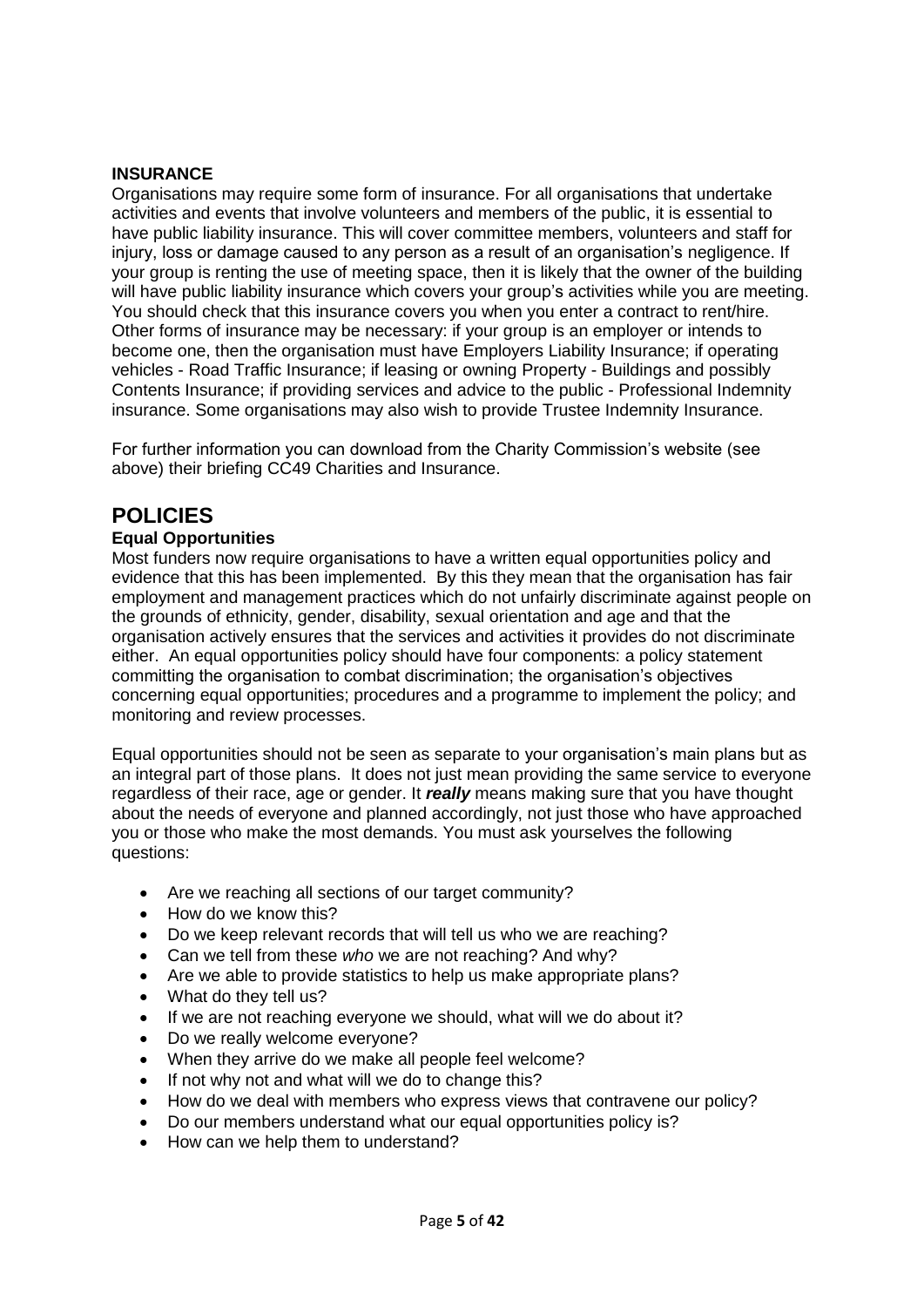### INSURANCE

Organisations may require some form of insurance. For all organisations that undertake activities and events that involve volunteers and members of the public, it is essential to have public liability insurance. This will cover committee members, volunteers and staff for injury, loss or damage caused to any person as a result of an organisation's negligence. If your group is renting the use of meeting space, then it is likely that the owner of the building will have public liability insurance which covers your group's activities while you are meeting. You should check that this insurance covers you when you enter a contract to rent/hire. Other forms of insurance may be necessary: if your group is an employer or intends to become one, then the organisation must have Employers Liability Insurance; if operating vehicles - Road Traffic Insurance; if leasing or owning Property - Buildings and possibly Contents Insurance; if providing services and advice to the public - Professional Indemnity insurance. Some organisations may also wish to provide Trustee Indemnity Insurance.

For further information you can download from the Charity Commission's website (see above) their briefing CC49 Charities and Insurance.

## POLICIES

### Equal Opportunities

Most funders now require organisations to have a written equal opportunities policy and evidence that this has been implemented. By this they mean that the organisation has fair employment and management practices which do not unfairly discriminate against people on the grounds of ethnicity, gender, disability, sexual orientation and age and that the organisation actively ensures that the services and activities it provides do not discriminate either. An equal opportunities policy should have four components: a policy statement committing the organisation to combat discrimination; the organisation's objectives concerning equal opportunities; procedures and a programme to implement the policy; and monitoring and review processes.

Equal opportunities should not be seen as separate to your organisation's main plans but as an integral part of those plans. It does not just mean providing the same service to everyone regardless of their race, age or gender. It ***really*** means making sure that you have thought about the needs of everyone and planned accordingly, not just those who have approached you or those who make the most demands. You must ask yourselves the following questions:

- Are we reaching all sections of our target community?
- How do we know this?
- Do we keep relevant records that will tell us who we are reaching?
- Can we tell from these *who* we are not reaching? And why?
- Are we able to provide statistics to help us make appropriate plans?
- What do they tell us?
- If we are not reaching everyone we should, what will we do about it?
- Do we really welcome everyone?
- When they arrive do we make all people feel welcome?
- If not why not and what will we do to change this?
- How do we deal with members who express views that contravene our policy?
- Do our members understand what our equal opportunities policy is?
- How can we help them to understand?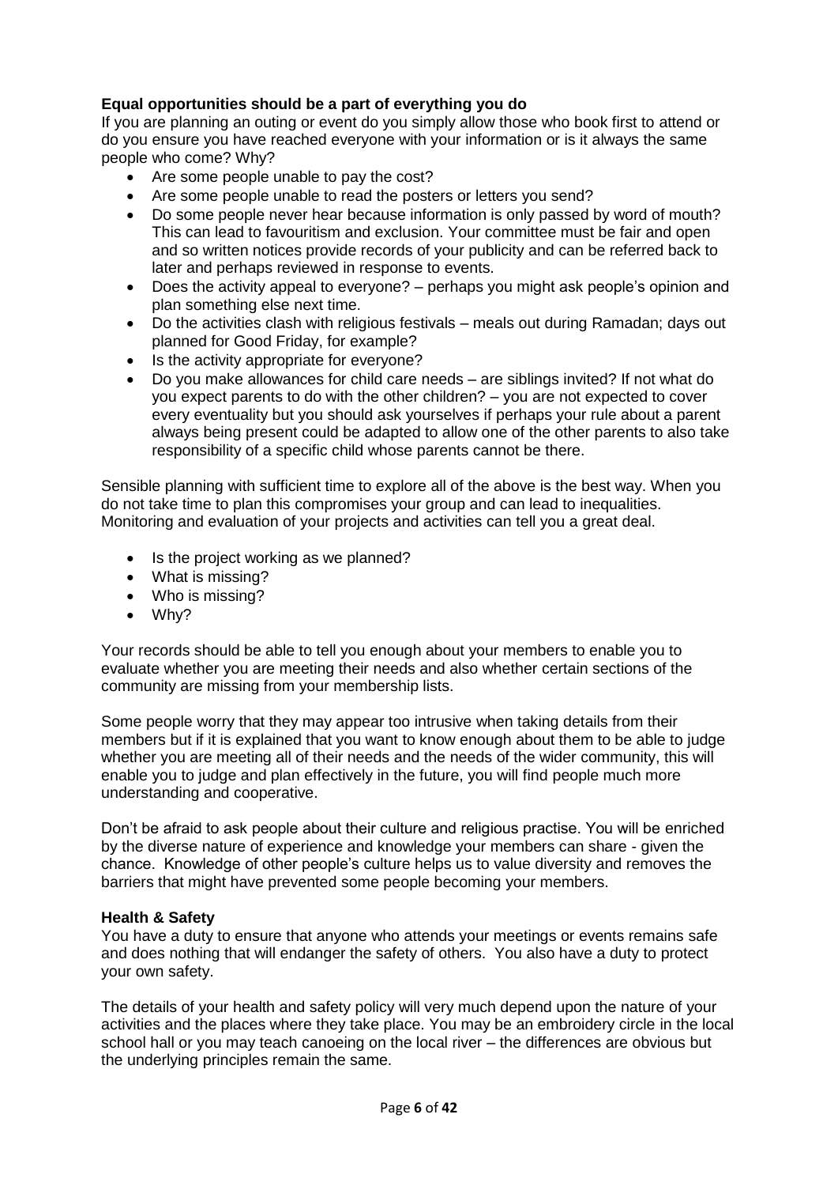**Equal opportunities should be a part of everything you do**

If you are planning an outing or event do you simply allow those who book first to attend or do you ensure you have reached everyone with your information or is it always the same people who come? Why?

- Are some people unable to pay the cost?
- Are some people unable to read the posters or letters you send?
- Do some people never hear because information is only passed by word of mouth? This can lead to favouritism and exclusion. Your committee must be fair and open and so written notices provide records of your publicity and can be referred back to later and perhaps reviewed in response to events.
- Does the activity appeal to everyone? – perhaps you might ask people's opinion and plan something else next time.
- Do the activities clash with religious festivals – meals out during Ramadan; days out planned for Good Friday, for example?
- Is the activity appropriate for everyone?
- Do you make allowances for child care needs – are siblings invited? If not what do you expect parents to do with the other children? – you are not expected to cover every eventuality but you should ask yourselves if perhaps your rule about a parent always being present could be adapted to allow one of the other parents to also take responsibility of a specific child whose parents cannot be there.

Sensible planning with sufficient time to explore all of the above is the best way. When you do not take time to plan this compromises your group and can lead to inequalities. Monitoring and evaluation of your projects and activities can tell you a great deal.

- Is the project working as we planned?
- What is missing?
- Who is missing?
- Why?

Your records should be able to tell you enough about your members to enable you to evaluate whether you are meeting their needs and also whether certain sections of the community are missing from your membership lists.

Some people worry that they may appear too intrusive when taking details from their members but if it is explained that you want to know enough about them to be able to judge whether you are meeting all of their needs and the needs of the wider community, this will enable you to judge and plan effectively in the future, you will find people much more understanding and cooperative.

Don't be afraid to ask people about their culture and religious practise. You will be enriched by the diverse nature of experience and knowledge your members can share - given the chance. Knowledge of other people's culture helps us to value diversity and removes the barriers that might have prevented some people becoming your members.

**Health & Safety**

You have a duty to ensure that anyone who attends your meetings or events remains safe and does nothing that will endanger the safety of others. You also have a duty to protect your own safety.

The details of your health and safety policy will very much depend upon the nature of your activities and the places where they take place. You may be an embroidery circle in the local school hall or you may teach canoeing on the local river – the differences are obvious but the underlying principles remain the same.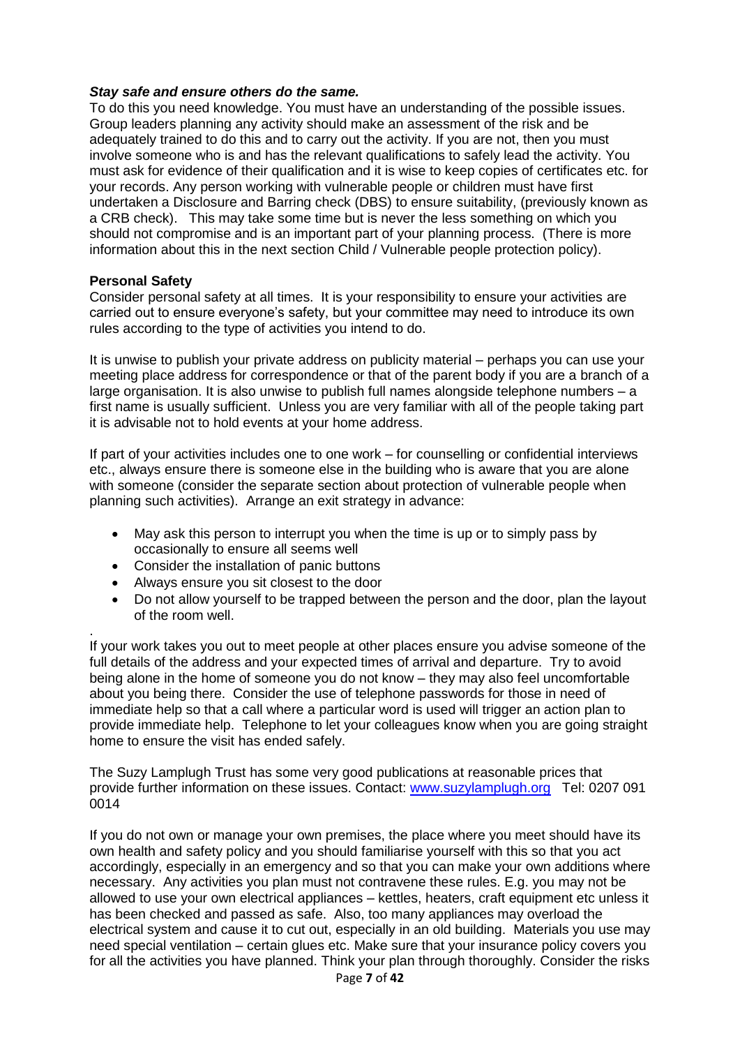***Stay safe and ensure others do the same.***

To do this you need knowledge. You must have an understanding of the possible issues. Group leaders planning any activity should make an assessment of the risk and be adequately trained to do this and to carry out the activity. If you are not, then you must involve someone who is and has the relevant qualifications to safely lead the activity. You must ask for evidence of their qualification and it is wise to keep copies of certificates etc. for your records. Any person working with vulnerable people or children must have first undertaken a Disclosure and Barring check (DBS) to ensure suitability, (previously known as a CRB check). This may take some time but is never the less something on which you should not compromise and is an important part of your planning process. (There is more information about this in the next section Child / Vulnerable people protection policy).

**Personal Safety**

Consider personal safety at all times. It is your responsibility to ensure your activities are carried out to ensure everyone's safety, but your committee may need to introduce its own rules according to the type of activities you intend to do.

It is unwise to publish your private address on publicity material – perhaps you can use your meeting place address for correspondence or that of the parent body if you are a branch of a large organisation. It is also unwise to publish full names alongside telephone numbers – a first name is usually sufficient. Unless you are very familiar with all of the people taking part it is advisable not to hold events at your home address.

If part of your activities includes one to one work – for counselling or confidential interviews etc., always ensure there is someone else in the building who is aware that you are alone with someone (consider the separate section about protection of vulnerable people when planning such activities). Arrange an exit strategy in advance:

- May ask this person to interrupt you when the time is up or to simply pass by occasionally to ensure all seems well
- Consider the installation of panic buttons
- Always ensure you sit closest to the door
- Do not allow yourself to be trapped between the person and the door, plan the layout of the room well.

.

If your work takes you out to meet people at other places ensure you advise someone of the full details of the address and your expected times of arrival and departure. Try to avoid being alone in the home of someone you do not know – they may also feel uncomfortable about you being there. Consider the use of telephone passwords for those in need of immediate help so that a call where a particular word is used will trigger an action plan to provide immediate help. Telephone to let your colleagues know when you are going straight home to ensure the visit has ended safely.

The Suzy Lamplugh Trust has some very good publications at reasonable prices that provide further information on these issues. Contact: www.suzylamplugh.org Tel: 0207 091 0014

If you do not own or manage your own premises, the place where you meet should have its own health and safety policy and you should familiarise yourself with this so that you act accordingly, especially in an emergency and so that you can make your own additions where necessary. Any activities you plan must not contravene these rules. E.g. you may not be allowed to use your own electrical appliances – kettles, heaters, craft equipment etc unless it has been checked and passed as safe. Also, too many appliances may overload the electrical system and cause it to cut out, especially in an old building. Materials you use may need special ventilation – certain glues etc. Make sure that your insurance policy covers you for all the activities you have planned. Think your plan through thoroughly. Consider the risks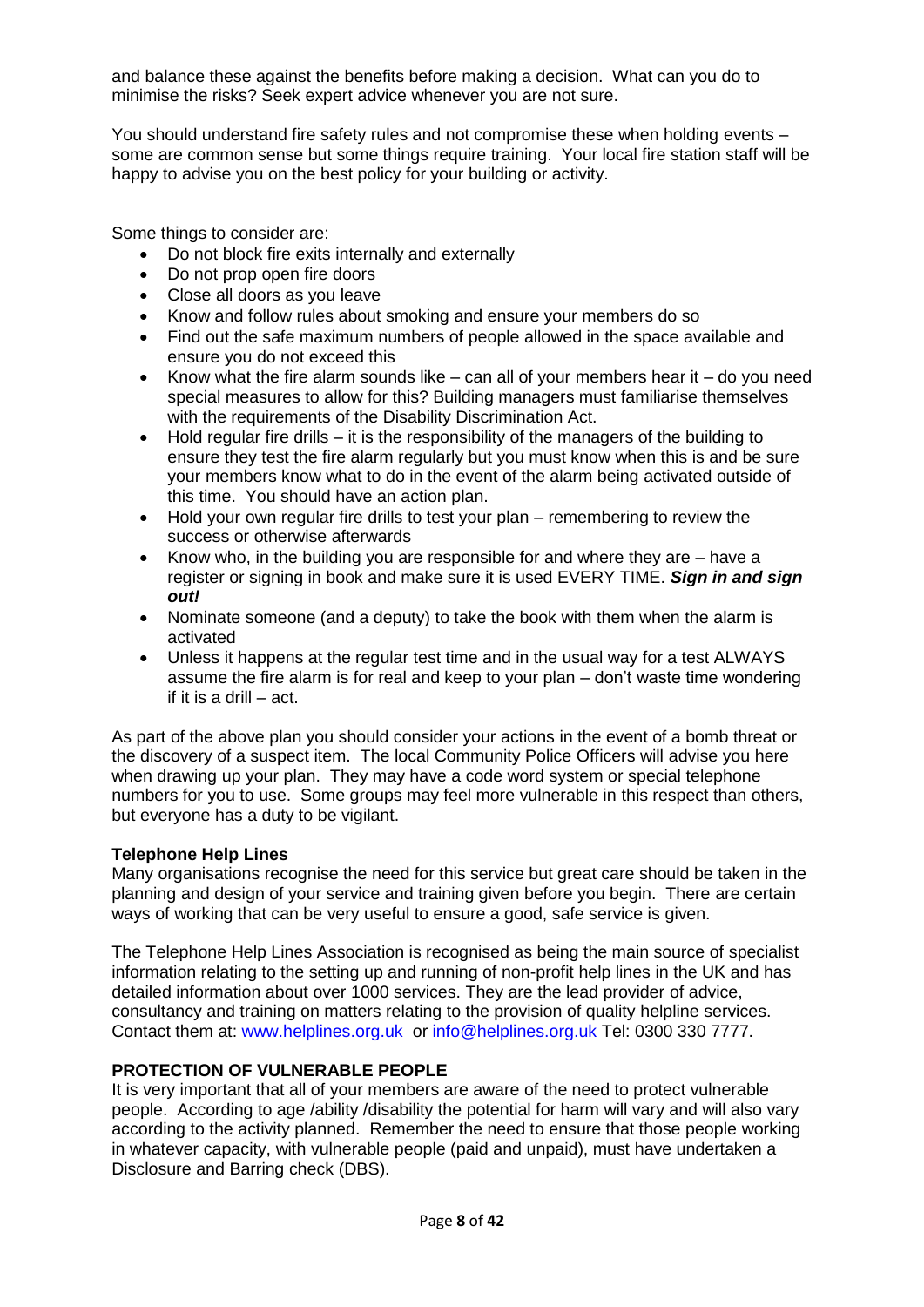and balance these against the benefits before making a decision. What can you do to minimise the risks? Seek expert advice whenever you are not sure.

You should understand fire safety rules and not compromise these when holding events – some are common sense but some things require training. Your local fire station staff will be happy to advise you on the best policy for your building or activity.

Some things to consider are:

- Do not block fire exits internally and externally
- Do not prop open fire doors
- Close all doors as you leave
- Know and follow rules about smoking and ensure your members do so
- Find out the safe maximum numbers of people allowed in the space available and ensure you do not exceed this
- Know what the fire alarm sounds like – can all of your members hear it – do you need special measures to allow for this? Building managers must familiarise themselves with the requirements of the Disability Discrimination Act.
- Hold regular fire drills – it is the responsibility of the managers of the building to ensure they test the fire alarm regularly but you must know when this is and be sure your members know what to do in the event of the alarm being activated outside of this time. You should have an action plan.
- Hold your own regular fire drills to test your plan – remembering to review the success or otherwise afterwards
- Know who, in the building you are responsible for and where they are – have a register or signing in book and make sure it is used EVERY TIME. ***Sign in and sign out!***
- Nominate someone (and a deputy) to take the book with them when the alarm is activated
- Unless it happens at the regular test time and in the usual way for a test ALWAYS assume the fire alarm is for real and keep to your plan – don't waste time wondering if it is a drill – act.

As part of the above plan you should consider your actions in the event of a bomb threat or the discovery of a suspect item. The local Community Police Officers will advise you here when drawing up your plan. They may have a code word system or special telephone numbers for you to use. Some groups may feel more vulnerable in this respect than others, but everyone has a duty to be vigilant.

**Telephone Help Lines**

Many organisations recognise the need for this service but great care should be taken in the planning and design of your service and training given before you begin. There are certain ways of working that can be very useful to ensure a good, safe service is given.

The Telephone Help Lines Association is recognised as being the main source of specialist information relating to the setting up and running of non-profit help lines in the UK and has detailed information about over 1000 services. They are the lead provider of advice, consultancy and training on matters relating to the provision of quality helpline services. Contact them at: www.helplines.org.uk or info@helplines.org.uk Tel: 0300 330 7777.

**PROTECTION OF VULNERABLE PEOPLE**

It is very important that all of your members are aware of the need to protect vulnerable people. According to age /ability /disability the potential for harm will vary and will also vary according to the activity planned. Remember the need to ensure that those people working in whatever capacity, with vulnerable people (paid and unpaid), must have undertaken a Disclosure and Barring check (DBS).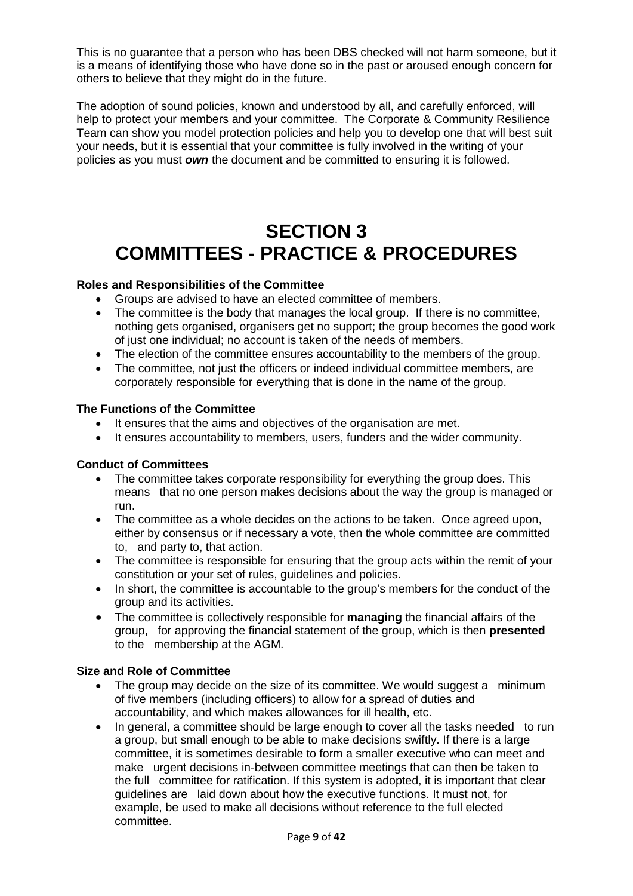This is no guarantee that a person who has been DBS checked will not harm someone, but it is a means of identifying those who have done so in the past or aroused enough concern for others to believe that they might do in the future.

The adoption of sound policies, known and understood by all, and carefully enforced, will help to protect your members and your committee. The Corporate & Community Resilience Team can show you model protection policies and help you to develop one that will best suit your needs, but it is essential that your committee is fully involved in the writing of your policies as you must ***own*** the document and be committed to ensuring it is followed.

# SECTION 3
# COMMITTEES - PRACTICE & PROCEDURES

**Roles and Responsibilities of the Committee**

- Groups are advised to have an elected committee of members.
- The committee is the body that manages the local group. If there is no committee, nothing gets organised, organisers get no support; the group becomes the good work of just one individual; no account is taken of the needs of members.
- The election of the committee ensures accountability to the members of the group.
- The committee, not just the officers or indeed individual committee members, are corporately responsible for everything that is done in the name of the group.

**The Functions of the Committee**

- It ensures that the aims and objectives of the organisation are met.
- It ensures accountability to members, users, funders and the wider community.

**Conduct of Committees**

- The committee takes corporate responsibility for everything the group does. This means that no one person makes decisions about the way the group is managed or run.
- The committee as a whole decides on the actions to be taken. Once agreed upon, either by consensus or if necessary a vote, then the whole committee are committed to, and party to, that action.
- The committee is responsible for ensuring that the group acts within the remit of your constitution or your set of rules, guidelines and policies.
- In short, the committee is accountable to the group's members for the conduct of the group and its activities.
- The committee is collectively responsible for **managing** the financial affairs of the group, for approving the financial statement of the group, which is then **presented** to the membership at the AGM.

**Size and Role of Committee**

- The group may decide on the size of its committee. We would suggest a minimum of five members (including officers) to allow for a spread of duties and accountability, and which makes allowances for ill health, etc.
- In general, a committee should be large enough to cover all the tasks needed to run a group, but small enough to be able to make decisions swiftly. If there is a large committee, it is sometimes desirable to form a smaller executive who can meet and make urgent decisions in-between committee meetings that can then be taken to the full committee for ratification. If this system is adopted, it is important that clear guidelines are laid down about how the executive functions. It must not, for example, be used to make all decisions without reference to the full elected committee.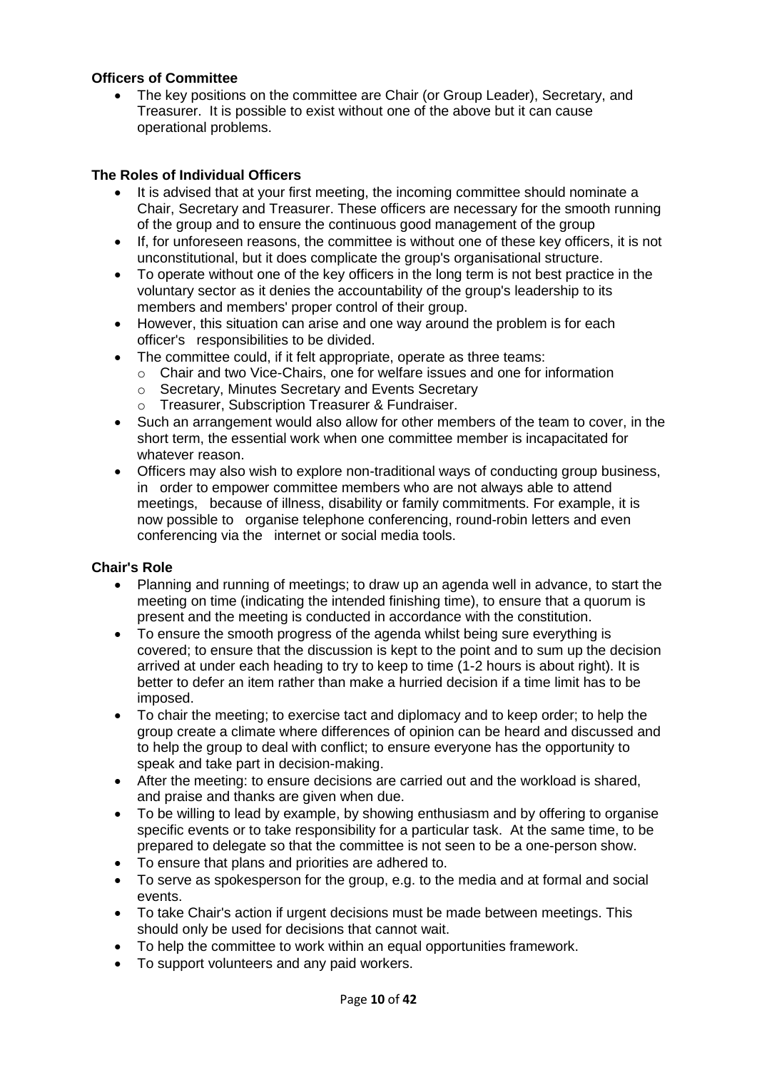### Officers of Committee

- The key positions on the committee are Chair (or Group Leader), Secretary, and Treasurer. It is possible to exist without one of the above but it can cause operational problems.

### The Roles of Individual Officers

- It is advised that at your first meeting, the incoming committee should nominate a Chair, Secretary and Treasurer. These officers are necessary for the smooth running of the group and to ensure the continuous good management of the group
- If, for unforeseen reasons, the committee is without one of these key officers, it is not unconstitutional, but it does complicate the group's organisational structure.
- To operate without one of the key officers in the long term is not best practice in the voluntary sector as it denies the accountability of the group's leadership to its members and members' proper control of their group.
- However, this situation can arise and one way around the problem is for each officer's responsibilities to be divided.
- The committee could, if it felt appropriate, operate as three teams:
  - Chair and two Vice-Chairs, one for welfare issues and one for information
  - Secretary, Minutes Secretary and Events Secretary
  - Treasurer, Subscription Treasurer & Fundraiser.
- Such an arrangement would also allow for other members of the team to cover, in the short term, the essential work when one committee member is incapacitated for whatever reason.
- Officers may also wish to explore non-traditional ways of conducting group business, in order to empower committee members who are not always able to attend meetings, because of illness, disability or family commitments. For example, it is now possible to organise telephone conferencing, round-robin letters and even conferencing via the internet or social media tools.

### Chair's Role

- Planning and running of meetings; to draw up an agenda well in advance, to start the meeting on time (indicating the intended finishing time), to ensure that a quorum is present and the meeting is conducted in accordance with the constitution.
- To ensure the smooth progress of the agenda whilst being sure everything is covered; to ensure that the discussion is kept to the point and to sum up the decision arrived at under each heading to try to keep to time (1-2 hours is about right). It is better to defer an item rather than make a hurried decision if a time limit has to be imposed.
- To chair the meeting; to exercise tact and diplomacy and to keep order; to help the group create a climate where differences of opinion can be heard and discussed and to help the group to deal with conflict; to ensure everyone has the opportunity to speak and take part in decision-making.
- After the meeting: to ensure decisions are carried out and the workload is shared, and praise and thanks are given when due.
- To be willing to lead by example, by showing enthusiasm and by offering to organise specific events or to take responsibility for a particular task. At the same time, to be prepared to delegate so that the committee is not seen to be a one-person show.
- To ensure that plans and priorities are adhered to.
- To serve as spokesperson for the group, e.g. to the media and at formal and social events.
- To take Chair's action if urgent decisions must be made between meetings. This should only be used for decisions that cannot wait.
- To help the committee to work within an equal opportunities framework.
- To support volunteers and any paid workers.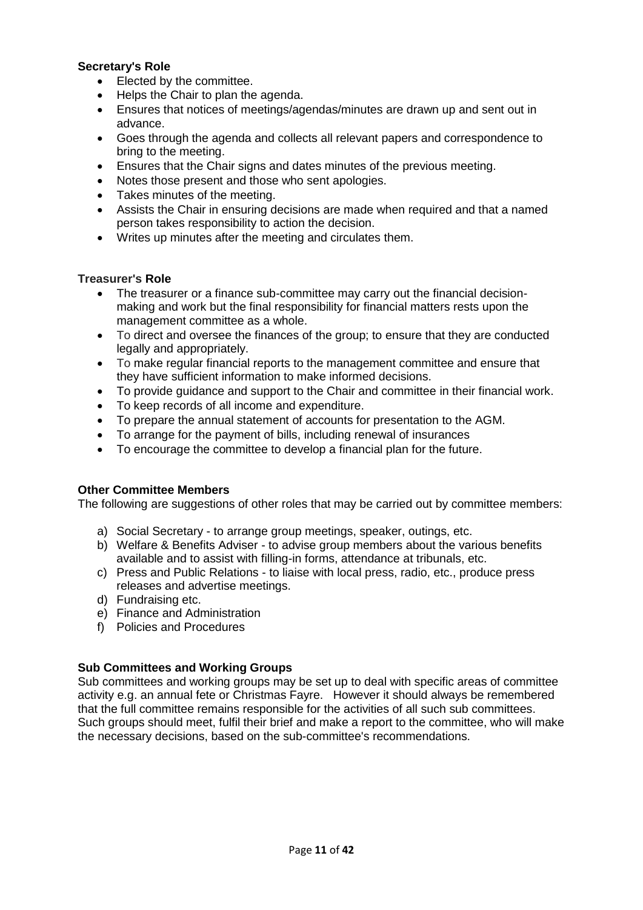### Secretary's Role

- Elected by the committee.
- Helps the Chair to plan the agenda.
- Ensures that notices of meetings/agendas/minutes are drawn up and sent out in advance.
- Goes through the agenda and collects all relevant papers and correspondence to bring to the meeting.
- Ensures that the Chair signs and dates minutes of the previous meeting.
- Notes those present and those who sent apologies.
- Takes minutes of the meeting.
- Assists the Chair in ensuring decisions are made when required and that a named person takes responsibility to action the decision.
- Writes up minutes after the meeting and circulates them.

### Treasurer's Role

- The treasurer or a finance sub-committee may carry out the financial decision-making and work but the final responsibility for financial matters rests upon the management committee as a whole.
- To direct and oversee the finances of the group; to ensure that they are conducted legally and appropriately.
- To make regular financial reports to the management committee and ensure that they have sufficient information to make informed decisions.
- To provide guidance and support to the Chair and committee in their financial work.
- To keep records of all income and expenditure.
- To prepare the annual statement of accounts for presentation to the AGM.
- To arrange for the payment of bills, including renewal of insurances
- To encourage the committee to develop a financial plan for the future.

### Other Committee Members

The following are suggestions of other roles that may be carried out by committee members:

a) Social Secretary - to arrange group meetings, speaker, outings, etc.
b) Welfare & Benefits Adviser - to advise group members about the various benefits available and to assist with filling-in forms, attendance at tribunals, etc.
c) Press and Public Relations - to liaise with local press, radio, etc., produce press releases and advertise meetings.
d) Fundraising etc.
e) Finance and Administration
f) Policies and Procedures

### Sub Committees and Working Groups

Sub committees and working groups may be set up to deal with specific areas of committee activity e.g. an annual fete or Christmas Fayre. However it should always be remembered that the full committee remains responsible for the activities of all such sub committees. Such groups should meet, fulfil their brief and make a report to the committee, who will make the necessary decisions, based on the sub-committee's recommendations.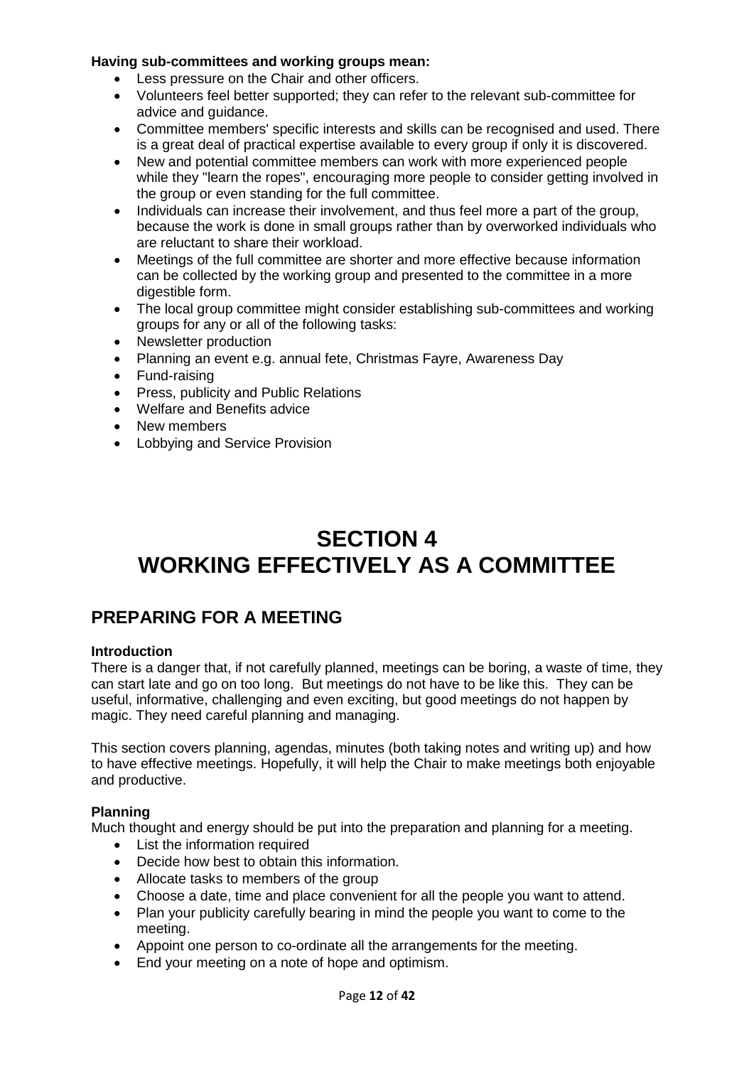**Having sub-committees and working groups mean:**

- Less pressure on the Chair and other officers.
- Volunteers feel better supported; they can refer to the relevant sub-committee for advice and guidance.
- Committee members' specific interests and skills can be recognised and used. There is a great deal of practical expertise available to every group if only it is discovered.
- New and potential committee members can work with more experienced people while they "learn the ropes", encouraging more people to consider getting involved in the group or even standing for the full committee.
- Individuals can increase their involvement, and thus feel more a part of the group, because the work is done in small groups rather than by overworked individuals who are reluctant to share their workload.
- Meetings of the full committee are shorter and more effective because information can be collected by the working group and presented to the committee in a more digestible form.
- The local group committee might consider establishing sub-committees and working groups for any or all of the following tasks:
- Newsletter production
- Planning an event e.g. annual fete, Christmas Fayre, Awareness Day
- Fund-raising
- Press, publicity and Public Relations
- Welfare and Benefits advice
- New members
- Lobbying and Service Provision

# SECTION 4
# WORKING EFFECTIVELY AS A COMMITTEE

## PREPARING FOR A MEETING

**Introduction**

There is a danger that, if not carefully planned, meetings can be boring, a waste of time, they can start late and go on too long. But meetings do not have to be like this. They can be useful, informative, challenging and even exciting, but good meetings do not happen by magic. They need careful planning and managing.

This section covers planning, agendas, minutes (both taking notes and writing up) and how to have effective meetings. Hopefully, it will help the Chair to make meetings both enjoyable and productive.

**Planning**

Much thought and energy should be put into the preparation and planning for a meeting.

- List the information required
- Decide how best to obtain this information.
- Allocate tasks to members of the group
- Choose a date, time and place convenient for all the people you want to attend.
- Plan your publicity carefully bearing in mind the people you want to come to the meeting.
- Appoint one person to co-ordinate all the arrangements for the meeting.
- End your meeting on a note of hope and optimism.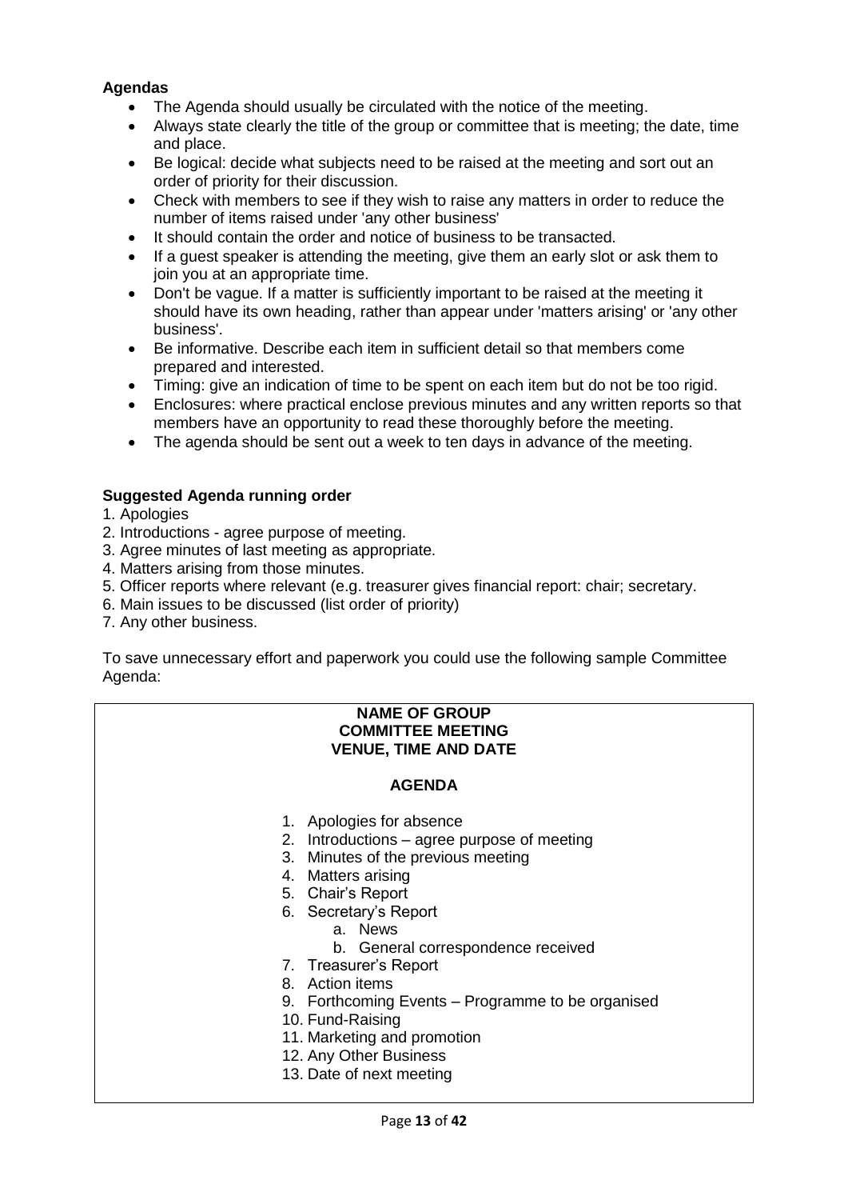### Agendas

- The Agenda should usually be circulated with the notice of the meeting.
- Always state clearly the title of the group or committee that is meeting; the date, time and place.
- Be logical: decide what subjects need to be raised at the meeting and sort out an order of priority for their discussion.
- Check with members to see if they wish to raise any matters in order to reduce the number of items raised under 'any other business'
- It should contain the order and notice of business to be transacted.
- If a guest speaker is attending the meeting, give them an early slot or ask them to join you at an appropriate time.
- Don't be vague. If a matter is sufficiently important to be raised at the meeting it should have its own heading, rather than appear under 'matters arising' or 'any other business'.
- Be informative. Describe each item in sufficient detail so that members come prepared and interested.
- Timing: give an indication of time to be spent on each item but do not be too rigid.
- Enclosures: where practical enclose previous minutes and any written reports so that members have an opportunity to read these thoroughly before the meeting.
- The agenda should be sent out a week to ten days in advance of the meeting.

### Suggested Agenda running order

1. Apologies
2. Introductions - agree purpose of meeting.
3. Agree minutes of last meeting as appropriate.
4. Matters arising from those minutes.
5. Officer reports where relevant (e.g. treasurer gives financial report: chair; secretary.
6. Main issues to be discussed (list order of priority)
7. Any other business.

To save unnecessary effort and paperwork you could use the following sample Committee Agenda:

**NAME OF GROUP**
**COMMITTEE MEETING**
**VENUE, TIME AND DATE**

**AGENDA**

1. Apologies for absence
2. Introductions – agree purpose of meeting
3. Minutes of the previous meeting
4. Matters arising
5. Chair's Report
6. Secretary's Report
    a. News
    b. General correspondence received
7. Treasurer's Report
8. Action items
9. Forthcoming Events – Programme to be organised
10. Fund-Raising
11. Marketing and promotion
12. Any Other Business
13. Date of next meeting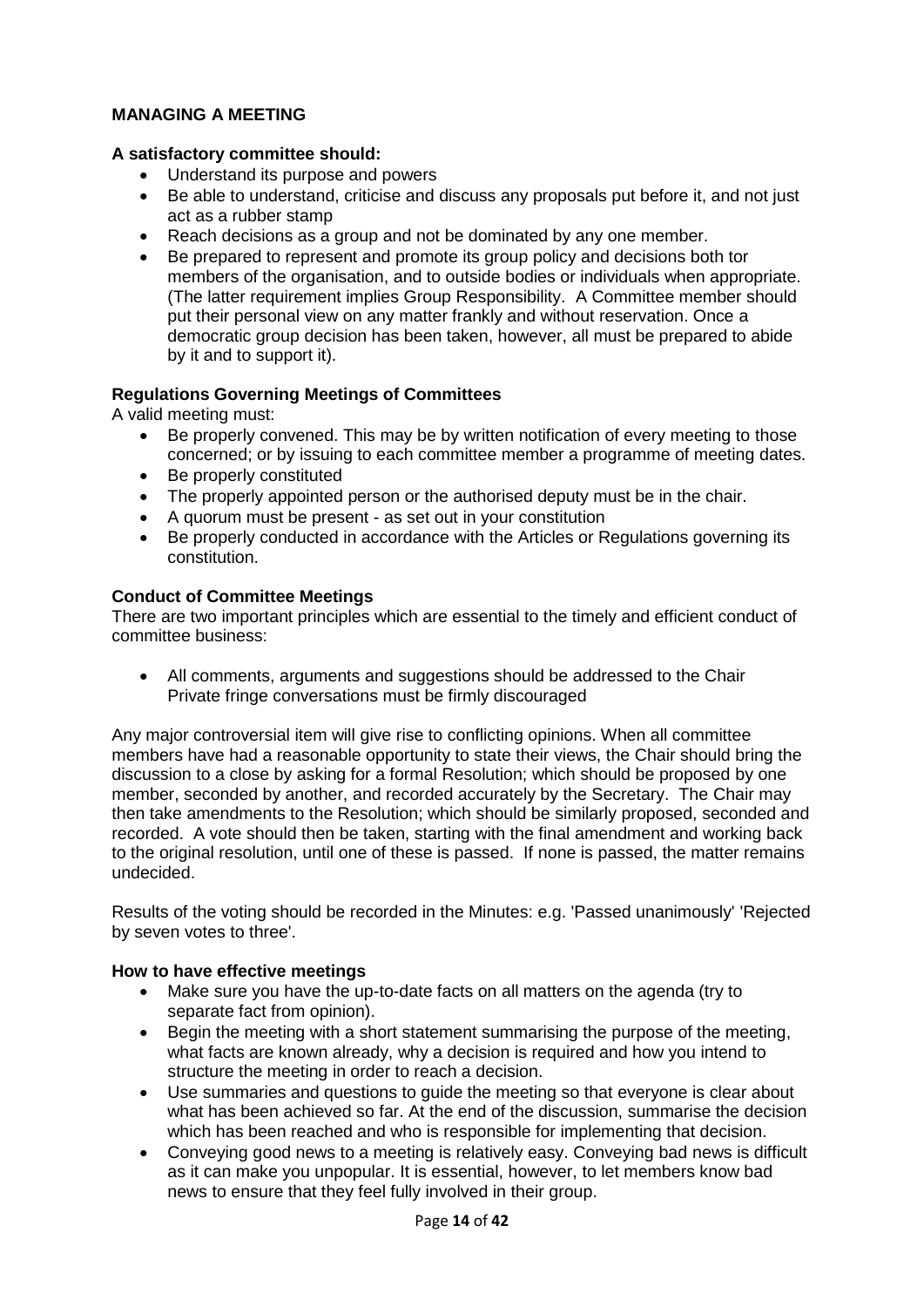**MANAGING A MEETING**

**A satisfactory committee should:**

- Understand its purpose and powers
- Be able to understand, criticise and discuss any proposals put before it, and not just act as a rubber stamp
- Reach decisions as a group and not be dominated by any one member.
- Be prepared to represent and promote its group policy and decisions both tor members of the organisation, and to outside bodies or individuals when appropriate. (The latter requirement implies Group Responsibility. A Committee member should put their personal view on any matter frankly and without reservation. Once a democratic group decision has been taken, however, all must be prepared to abide by it and to support it).

**Regulations Governing Meetings of Committees**

A valid meeting must:

- Be properly convened. This may be by written notification of every meeting to those concerned; or by issuing to each committee member a programme of meeting dates.
- Be properly constituted
- The properly appointed person or the authorised deputy must be in the chair.
- A quorum must be present - as set out in your constitution
- Be properly conducted in accordance with the Articles or Regulations governing its constitution.

**Conduct of Committee Meetings**

There are two important principles which are essential to the timely and efficient conduct of committee business:

- All comments, arguments and suggestions should be addressed to the Chair
  Private fringe conversations must be firmly discouraged

Any major controversial item will give rise to conflicting opinions. When all committee members have had a reasonable opportunity to state their views, the Chair should bring the discussion to a close by asking for a formal Resolution; which should be proposed by one member, seconded by another, and recorded accurately by the Secretary. The Chair may then take amendments to the Resolution; which should be similarly proposed, seconded and recorded. A vote should then be taken, starting with the final amendment and working back to the original resolution, until one of these is passed. If none is passed, the matter remains undecided.

Results of the voting should be recorded in the Minutes: e.g. 'Passed unanimously' 'Rejected by seven votes to three'.

**How to have effective meetings**

- Make sure you have the up-to-date facts on all matters on the agenda (try to separate fact from opinion).
- Begin the meeting with a short statement summarising the purpose of the meeting, what facts are known already, why a decision is required and how you intend to structure the meeting in order to reach a decision.
- Use summaries and questions to guide the meeting so that everyone is clear about what has been achieved so far. At the end of the discussion, summarise the decision which has been reached and who is responsible for implementing that decision.
- Conveying good news to a meeting is relatively easy. Conveying bad news is difficult as it can make you unpopular. It is essential, however, to let members know bad news to ensure that they feel fully involved in their group.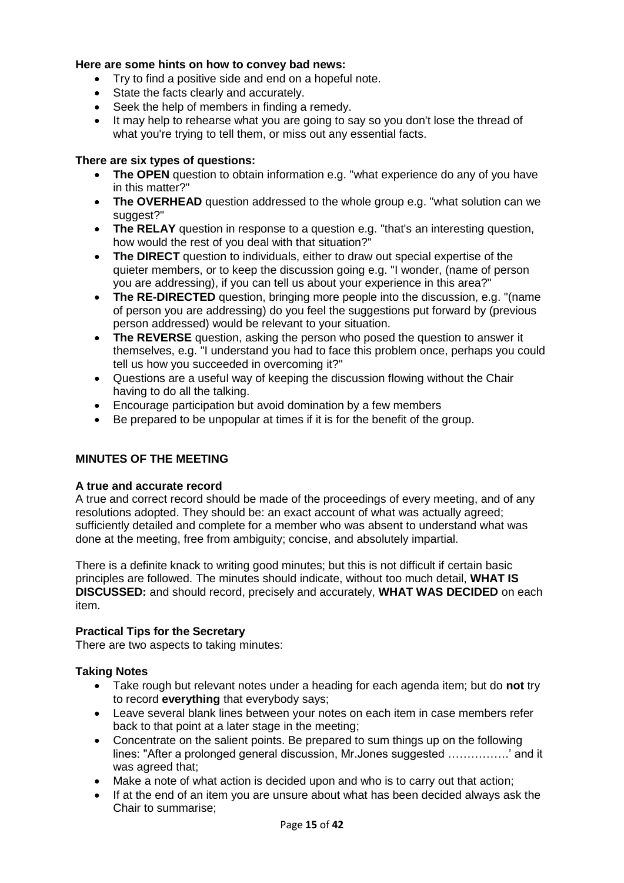**Here are some hints on how to convey bad news:**

- Try to find a positive side and end on a hopeful note.
- State the facts clearly and accurately.
- Seek the help of members in finding a remedy.
- It may help to rehearse what you are going to say so you don't lose the thread of what you're trying to tell them, or miss out any essential facts.

**There are six types of questions:**

- **The OPEN** question to obtain information e.g. "what experience do any of you have in this matter?"
- **The OVERHEAD** question addressed to the whole group e.g. "what solution can we suggest?"
- **The RELAY** question in response to a question e.g. "that's an interesting question, how would the rest of you deal with that situation?"
- **The DIRECT** question to individuals, either to draw out special expertise of the quieter members, or to keep the discussion going e.g. "I wonder, (name of person you are addressing), if you can tell us about your experience in this area?"
- **The RE-DIRECTED** question, bringing more people into the discussion, e.g. "(name of person you are addressing) do you feel the suggestions put forward by (previous person addressed) would be relevant to your situation.
- **The REVERSE** question, asking the person who posed the question to answer it themselves, e.g. "I understand you had to face this problem once, perhaps you could tell us how you succeeded in overcoming it?"
- Questions are a useful way of keeping the discussion flowing without the Chair having to do all the talking.
- Encourage participation but avoid domination by a few members
- Be prepared to be unpopular at times if it is for the benefit of the group.

## MINUTES OF THE MEETING

### A true and accurate record

A true and correct record should be made of the proceedings of every meeting, and of any resolutions adopted. They should be: an exact account of what was actually agreed; sufficiently detailed and complete for a member who was absent to understand what was done at the meeting, free from ambiguity; concise, and absolutely impartial.

There is a definite knack to writing good minutes; but this is not difficult if certain basic principles are followed. The minutes should indicate, without too much detail, **WHAT IS DISCUSSED:** and should record, precisely and accurately, **WHAT WAS DECIDED** on each item.

### Practical Tips for the Secretary

There are two aspects to taking minutes:

### Taking Notes

- Take rough but relevant notes under a heading for each agenda item; but do **not** try to record **everything** that everybody says;
- Leave several blank lines between your notes on each item in case members refer back to that point at a later stage in the meeting;
- Concentrate on the salient points. Be prepared to sum things up on the following lines: "After a prolonged general discussion, Mr.Jones suggested …………….' and it was agreed that;
- Make a note of what action is decided upon and who is to carry out that action;
- If at the end of an item you are unsure about what has been decided always ask the Chair to summarise;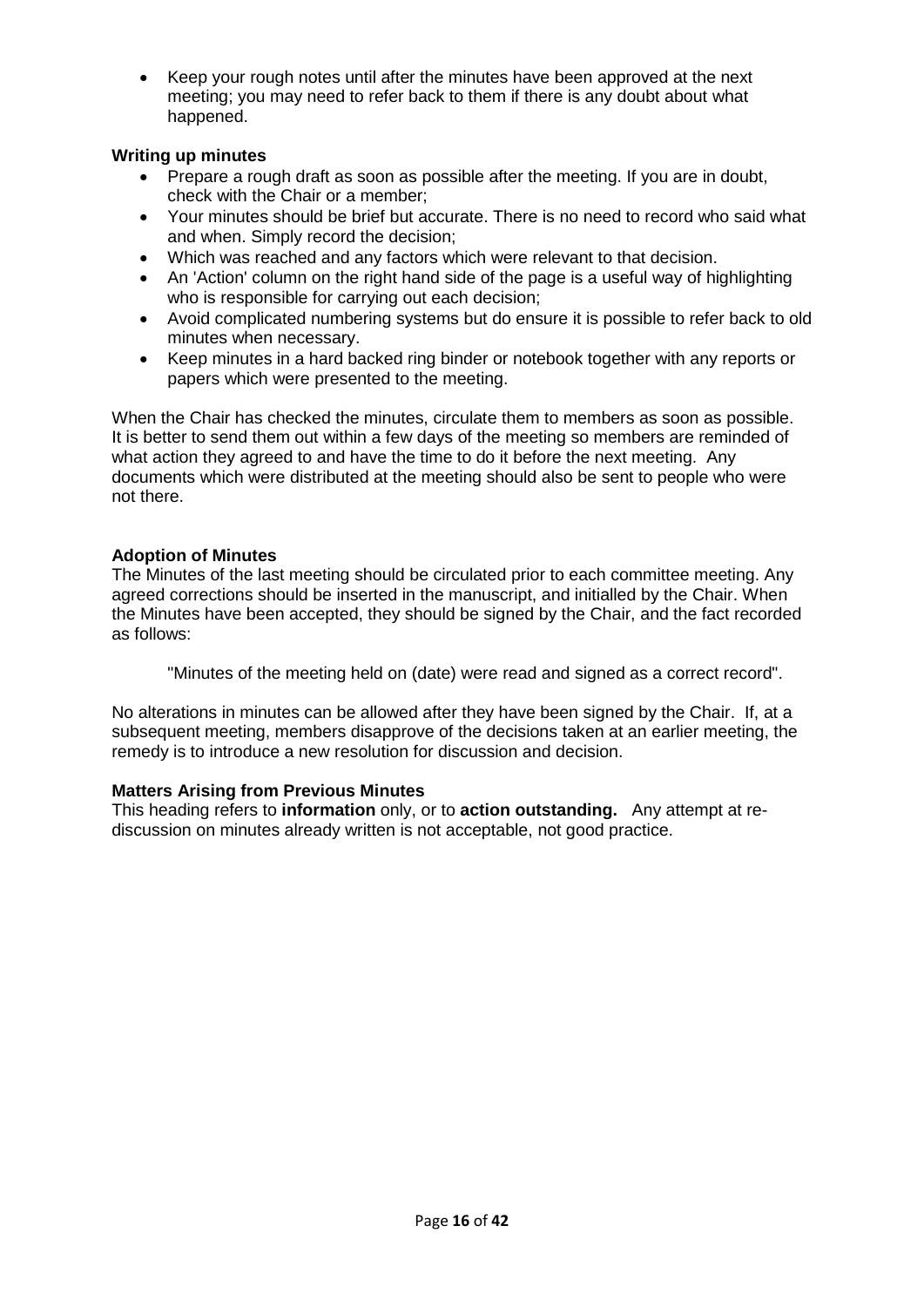- Keep your rough notes until after the minutes have been approved at the next meeting; you may need to refer back to them if there is any doubt about what happened.

**Writing up minutes**

- Prepare a rough draft as soon as possible after the meeting. If you are in doubt, check with the Chair or a member;
- Your minutes should be brief but accurate. There is no need to record who said what and when. Simply record the decision;
- Which was reached and any factors which were relevant to that decision.
- An 'Action' column on the right hand side of the page is a useful way of highlighting who is responsible for carrying out each decision;
- Avoid complicated numbering systems but do ensure it is possible to refer back to old minutes when necessary.
- Keep minutes in a hard backed ring binder or notebook together with any reports or papers which were presented to the meeting.

When the Chair has checked the minutes, circulate them to members as soon as possible. It is better to send them out within a few days of the meeting so members are reminded of what action they agreed to and have the time to do it before the next meeting. Any documents which were distributed at the meeting should also be sent to people who were not there.

**Adoption of Minutes**

The Minutes of the last meeting should be circulated prior to each committee meeting. Any agreed corrections should be inserted in the manuscript, and initialled by the Chair. When the Minutes have been accepted, they should be signed by the Chair, and the fact recorded as follows:

> "Minutes of the meeting held on (date) were read and signed as a correct record".

No alterations in minutes can be allowed after they have been signed by the Chair. If, at a subsequent meeting, members disapprove of the decisions taken at an earlier meeting, the remedy is to introduce a new resolution for discussion and decision.

**Matters Arising from Previous Minutes**

This heading refers to **information** only, or to **action outstanding.** Any attempt at re-discussion on minutes already written is not acceptable, not good practice.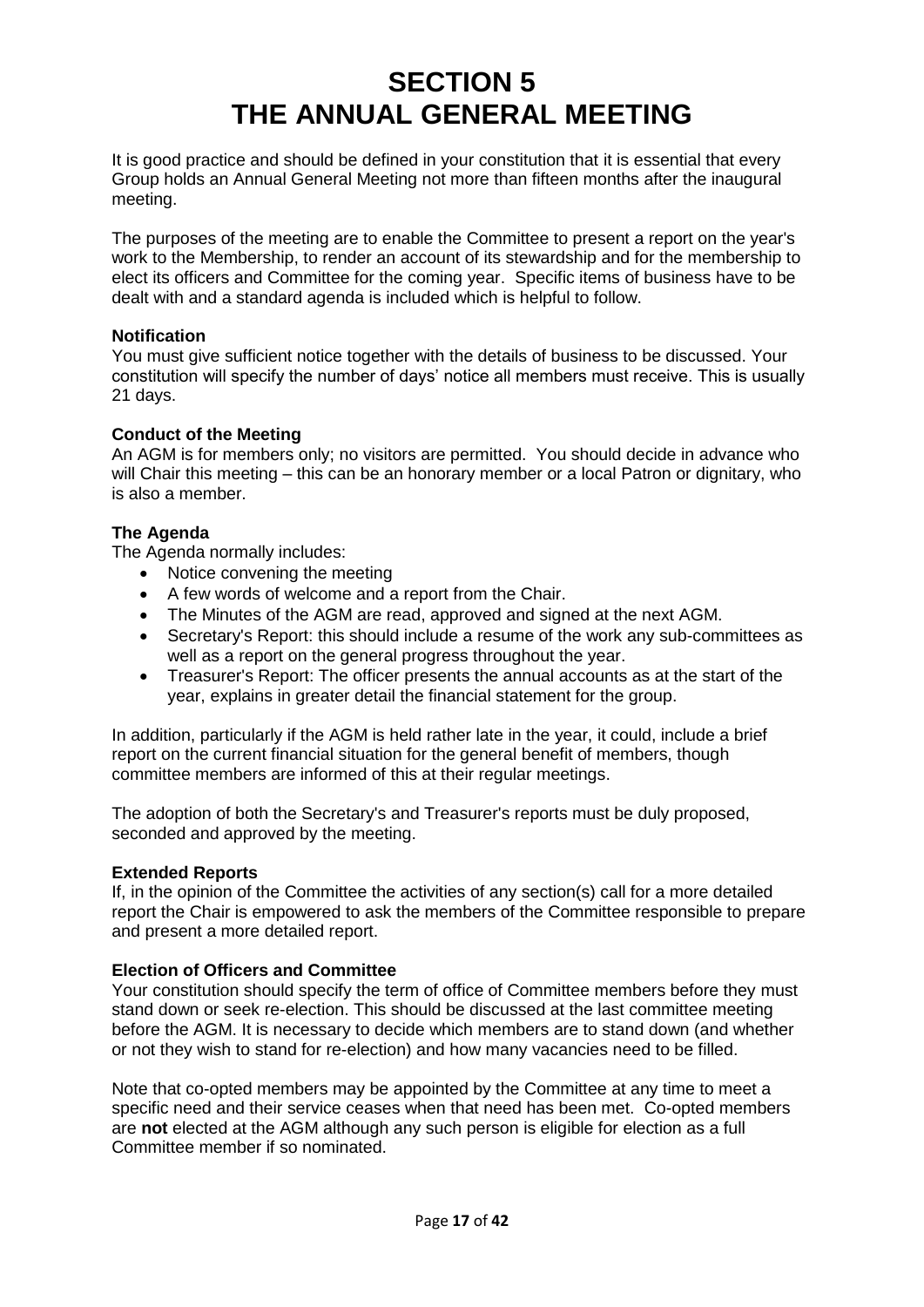# SECTION 5
# THE ANNUAL GENERAL MEETING

It is good practice and should be defined in your constitution that it is essential that every Group holds an Annual General Meeting not more than fifteen months after the inaugural meeting.

The purposes of the meeting are to enable the Committee to present a report on the year's work to the Membership, to render an account of its stewardship and for the membership to elect its officers and Committee for the coming year. Specific items of business have to be dealt with and a standard agenda is included which is helpful to follow.

**Notification**

You must give sufficient notice together with the details of business to be discussed. Your constitution will specify the number of days' notice all members must receive. This is usually 21 days.

**Conduct of the Meeting**

An AGM is for members only; no visitors are permitted. You should decide in advance who will Chair this meeting – this can be an honorary member or a local Patron or dignitary, who is also a member.

**The Agenda**

The Agenda normally includes:

- Notice convening the meeting
- A few words of welcome and a report from the Chair.
- The Minutes of the AGM are read, approved and signed at the next AGM.
- Secretary's Report: this should include a resume of the work any sub-committees as well as a report on the general progress throughout the year.
- Treasurer's Report: The officer presents the annual accounts as at the start of the year, explains in greater detail the financial statement for the group.

In addition, particularly if the AGM is held rather late in the year, it could, include a brief report on the current financial situation for the general benefit of members, though committee members are informed of this at their regular meetings.

The adoption of both the Secretary's and Treasurer's reports must be duly proposed, seconded and approved by the meeting.

**Extended Reports**

If, in the opinion of the Committee the activities of any section(s) call for a more detailed report the Chair is empowered to ask the members of the Committee responsible to prepare and present a more detailed report.

**Election of Officers and Committee**

Your constitution should specify the term of office of Committee members before they must stand down or seek re-election. This should be discussed at the last committee meeting before the AGM. It is necessary to decide which members are to stand down (and whether or not they wish to stand for re-election) and how many vacancies need to be filled.

Note that co-opted members may be appointed by the Committee at any time to meet a specific need and their service ceases when that need has been met. Co-opted members are **not** elected at the AGM although any such person is eligible for election as a full Committee member if so nominated.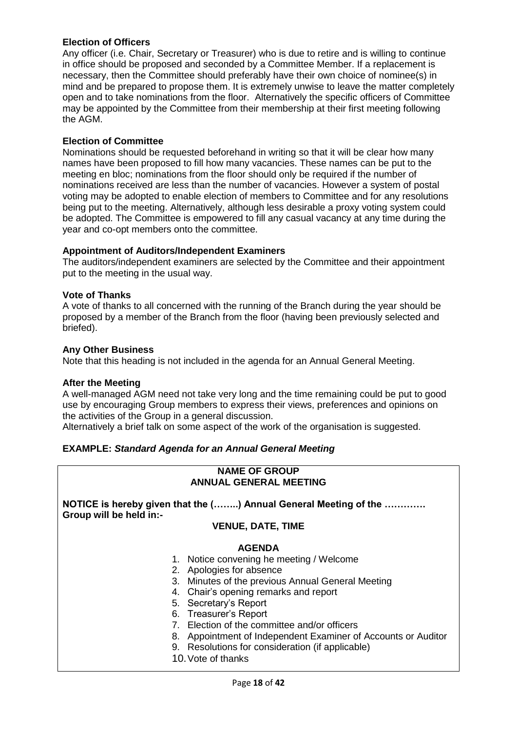**Election of Officers**

Any officer (i.e. Chair, Secretary or Treasurer) who is due to retire and is willing to continue in office should be proposed and seconded by a Committee Member. If a replacement is necessary, then the Committee should preferably have their own choice of nominee(s) in mind and be prepared to propose them. It is extremely unwise to leave the matter completely open and to take nominations from the floor. Alternatively the specific officers of Committee may be appointed by the Committee from their membership at their first meeting following the AGM.

**Election of Committee**

Nominations should be requested beforehand in writing so that it will be clear how many names have been proposed to fill how many vacancies. These names can be put to the meeting en bloc; nominations from the floor should only be required if the number of nominations received are less than the number of vacancies. However a system of postal voting may be adopted to enable election of members to Committee and for any resolutions being put to the meeting. Alternatively, although less desirable a proxy voting system could be adopted. The Committee is empowered to fill any casual vacancy at any time during the year and co-opt members onto the committee.

**Appointment of Auditors/Independent Examiners**

The auditors/independent examiners are selected by the Committee and their appointment put to the meeting in the usual way.

**Vote of Thanks**

A vote of thanks to all concerned with the running of the Branch during the year should be proposed by a member of the Branch from the floor (having been previously selected and briefed).

**Any Other Business**

Note that this heading is not included in the agenda for an Annual General Meeting.

**After the Meeting**

A well-managed AGM need not take very long and the time remaining could be put to good use by encouraging Group members to express their views, preferences and opinions on the activities of the Group in a general discussion.

Alternatively a brief talk on some aspect of the work of the organisation is suggested.

**EXAMPLE: *Standard Agenda for an Annual General Meeting***

**NAME OF GROUP**
**ANNUAL GENERAL MEETING**

**NOTICE is hereby given that the (……..) Annual General Meeting of the …………. Group will be held in:-**

**VENUE, DATE, TIME**

**AGENDA**

1. Notice convening he meeting / Welcome
2. Apologies for absence
3. Minutes of the previous Annual General Meeting
4. Chair's opening remarks and report
5. Secretary's Report
6. Treasurer's Report
7. Election of the committee and/or officers
8. Appointment of Independent Examiner of Accounts or Auditor
9. Resolutions for consideration (if applicable)
10. Vote of thanks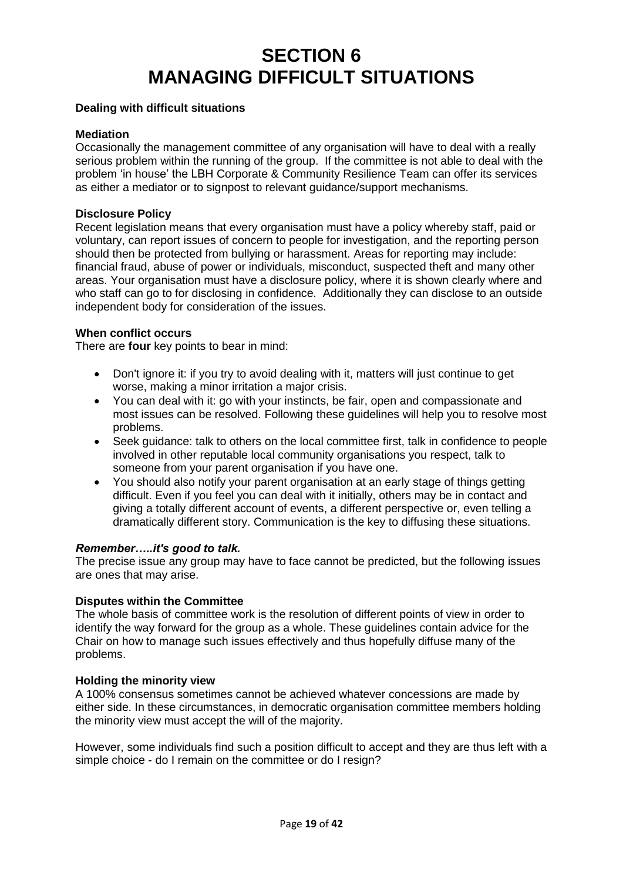# SECTION 6
# MANAGING DIFFICULT SITUATIONS

**Dealing with difficult situations**

**Mediation**

Occasionally the management committee of any organisation will have to deal with a really serious problem within the running of the group. If the committee is not able to deal with the problem 'in house' the LBH Corporate & Community Resilience Team can offer its services as either a mediator or to signpost to relevant guidance/support mechanisms.

**Disclosure Policy**

Recent legislation means that every organisation must have a policy whereby staff, paid or voluntary, can report issues of concern to people for investigation, and the reporting person should then be protected from bullying or harassment. Areas for reporting may include: financial fraud, abuse of power or individuals, misconduct, suspected theft and many other areas. Your organisation must have a disclosure policy, where it is shown clearly where and who staff can go to for disclosing in confidence. Additionally they can disclose to an outside independent body for consideration of the issues.

**When conflict occurs**

There are **four** key points to bear in mind:

- Don't ignore it: if you try to avoid dealing with it, matters will just continue to get worse, making a minor irritation a major crisis.
- You can deal with it: go with your instincts, be fair, open and compassionate and most issues can be resolved. Following these guidelines will help you to resolve most problems.
- Seek guidance: talk to others on the local committee first, talk in confidence to people involved in other reputable local community organisations you respect, talk to someone from your parent organisation if you have one.
- You should also notify your parent organisation at an early stage of things getting difficult. Even if you feel you can deal with it initially, others may be in contact and giving a totally different account of events, a different perspective or, even telling a dramatically different story. Communication is the key to diffusing these situations.

***Remember…..it's good to talk.***

The precise issue any group may have to face cannot be predicted, but the following issues are ones that may arise.

**Disputes within the Committee**

The whole basis of committee work is the resolution of different points of view in order to identify the way forward for the group as a whole. These guidelines contain advice for the Chair on how to manage such issues effectively and thus hopefully diffuse many of the problems.

**Holding the minority view**

A 100% consensus sometimes cannot be achieved whatever concessions are made by either side. In these circumstances, in democratic organisation committee members holding the minority view must accept the will of the majority.

However, some individuals find such a position difficult to accept and they are thus left with a simple choice - do I remain on the committee or do I resign?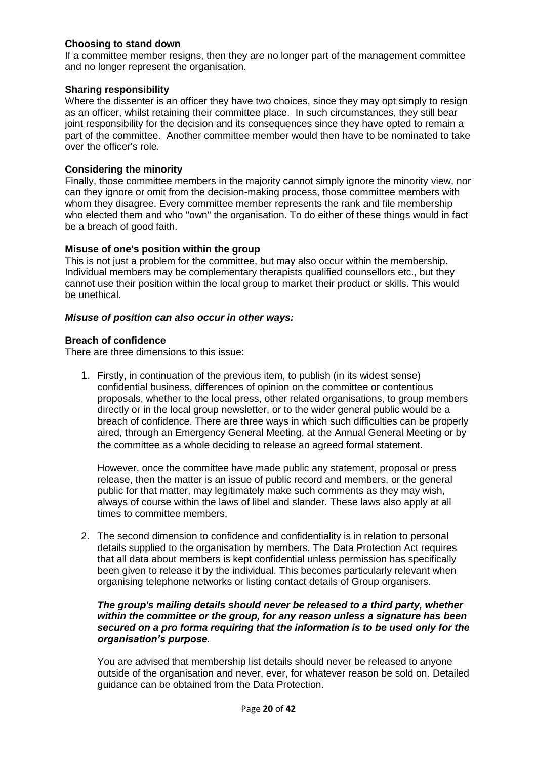**Choosing to stand down**

If a committee member resigns, then they are no longer part of the management committee and no longer represent the organisation.

**Sharing responsibility**

Where the dissenter is an officer they have two choices, since they may opt simply to resign as an officer, whilst retaining their committee place. In such circumstances, they still bear joint responsibility for the decision and its consequences since they have opted to remain a part of the committee. Another committee member would then have to be nominated to take over the officer's role.

**Considering the minority**

Finally, those committee members in the majority cannot simply ignore the minority view, nor can they ignore or omit from the decision-making process, those committee members with whom they disagree. Every committee member represents the rank and file membership who elected them and who "own" the organisation. To do either of these things would in fact be a breach of good faith.

**Misuse of one's position within the group**

This is not just a problem for the committee, but may also occur within the membership. Individual members may be complementary therapists qualified counsellors etc., but they cannot use their position within the local group to market their product or skills. This would be unethical.

***Misuse of position can also occur in other ways:***

**Breach of confidence**

There are three dimensions to this issue:

1. Firstly, in continuation of the previous item, to publish (in its widest sense) confidential business, differences of opinion on the committee or contentious proposals, whether to the local press, other related organisations, to group members directly or in the local group newsletter, or to the wider general public would be a breach of confidence. There are three ways in which such difficulties can be properly aired, through an Emergency General Meeting, at the Annual General Meeting or by the committee as a whole deciding to release an agreed formal statement.

   However, once the committee have made public any statement, proposal or press release, then the matter is an issue of public record and members, or the general public for that matter, may legitimately make such comments as they may wish, always of course within the laws of libel and slander. These laws also apply at all times to committee members.

2. The second dimension to confidence and confidentiality is in relation to personal details supplied to the organisation by members. The Data Protection Act requires that all data about members is kept confidential unless permission has specifically been given to release it by the individual. This becomes particularly relevant when organising telephone networks or listing contact details of Group organisers.

   ***The group's mailing details should never be released to a third party, whether within the committee or the group, for any reason unless a signature has been secured on a pro forma requiring that the information is to be used only for the organisation's purpose.***

   You are advised that membership list details should never be released to anyone outside of the organisation and never, ever, for whatever reason be sold on. Detailed guidance can be obtained from the Data Protection.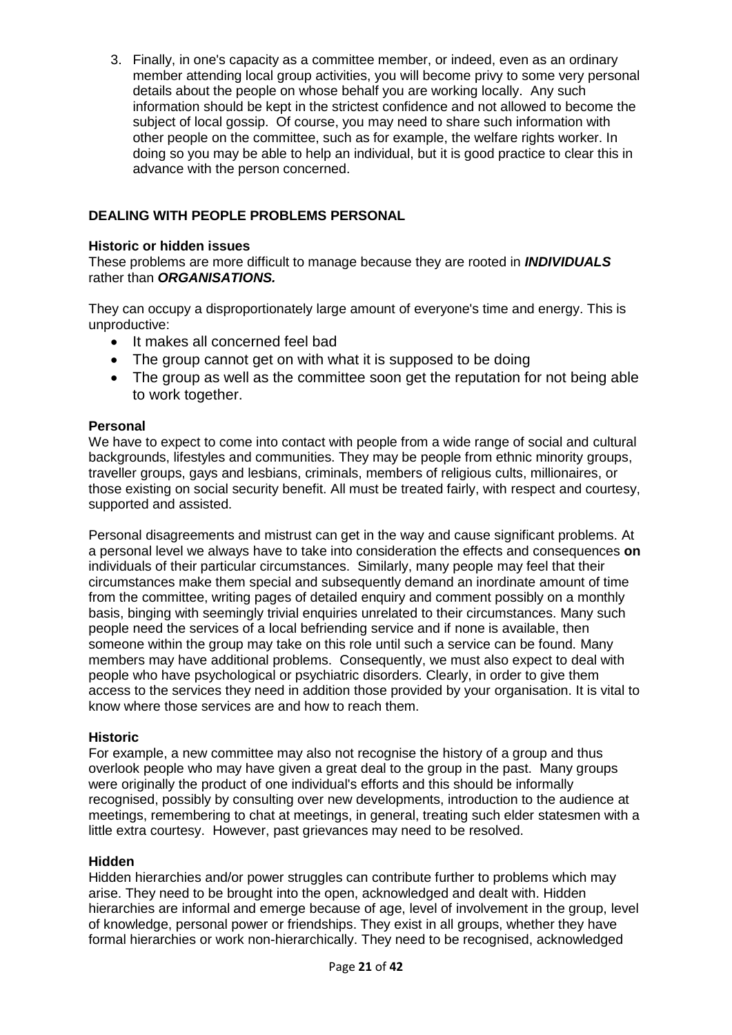3. Finally, in one's capacity as a committee member, or indeed, even as an ordinary member attending local group activities, you will become privy to some very personal details about the people on whose behalf you are working locally. Any such information should be kept in the strictest confidence and not allowed to become the subject of local gossip. Of course, you may need to share such information with other people on the committee, such as for example, the welfare rights worker. In doing so you may be able to help an individual, but it is good practice to clear this in advance with the person concerned.

## DEALING WITH PEOPLE PROBLEMS PERSONAL

**Historic or hidden issues**
These problems are more difficult to manage because they are rooted in ***INDIVIDUALS*** rather than ***ORGANISATIONS.***

They can occupy a disproportionately large amount of everyone's time and energy. This is unproductive:

- It makes all concerned feel bad
- The group cannot get on with what it is supposed to be doing
- The group as well as the committee soon get the reputation for not being able to work together.

**Personal**
We have to expect to come into contact with people from a wide range of social and cultural backgrounds, lifestyles and communities. They may be people from ethnic minority groups, traveller groups, gays and lesbians, criminals, members of religious cults, millionaires, or those existing on social security benefit. All must be treated fairly, with respect and courtesy, supported and assisted.

Personal disagreements and mistrust can get in the way and cause significant problems. At a personal level we always have to take into consideration the effects and consequences **on** individuals of their particular circumstances. Similarly, many people may feel that their circumstances make them special and subsequently demand an inordinate amount of time from the committee, writing pages of detailed enquiry and comment possibly on a monthly basis, binging with seemingly trivial enquiries unrelated to their circumstances. Many such people need the services of a local befriending service and if none is available, then someone within the group may take on this role until such a service can be found. Many members may have additional problems. Consequently, we must also expect to deal with people who have psychological or psychiatric disorders. Clearly, in order to give them access to the services they need in addition those provided by your organisation. It is vital to know where those services are and how to reach them.

**Historic**
For example, a new committee may also not recognise the history of a group and thus overlook people who may have given a great deal to the group in the past. Many groups were originally the product of one individual's efforts and this should be informally recognised, possibly by consulting over new developments, introduction to the audience at meetings, remembering to chat at meetings, in general, treating such elder statesmen with a little extra courtesy. However, past grievances may need to be resolved.

**Hidden**
Hidden hierarchies and/or power struggles can contribute further to problems which may arise. They need to be brought into the open, acknowledged and dealt with. Hidden hierarchies are informal and emerge because of age, level of involvement in the group, level of knowledge, personal power or friendships. They exist in all groups, whether they have formal hierarchies or work non-hierarchically. They need to be recognised, acknowledged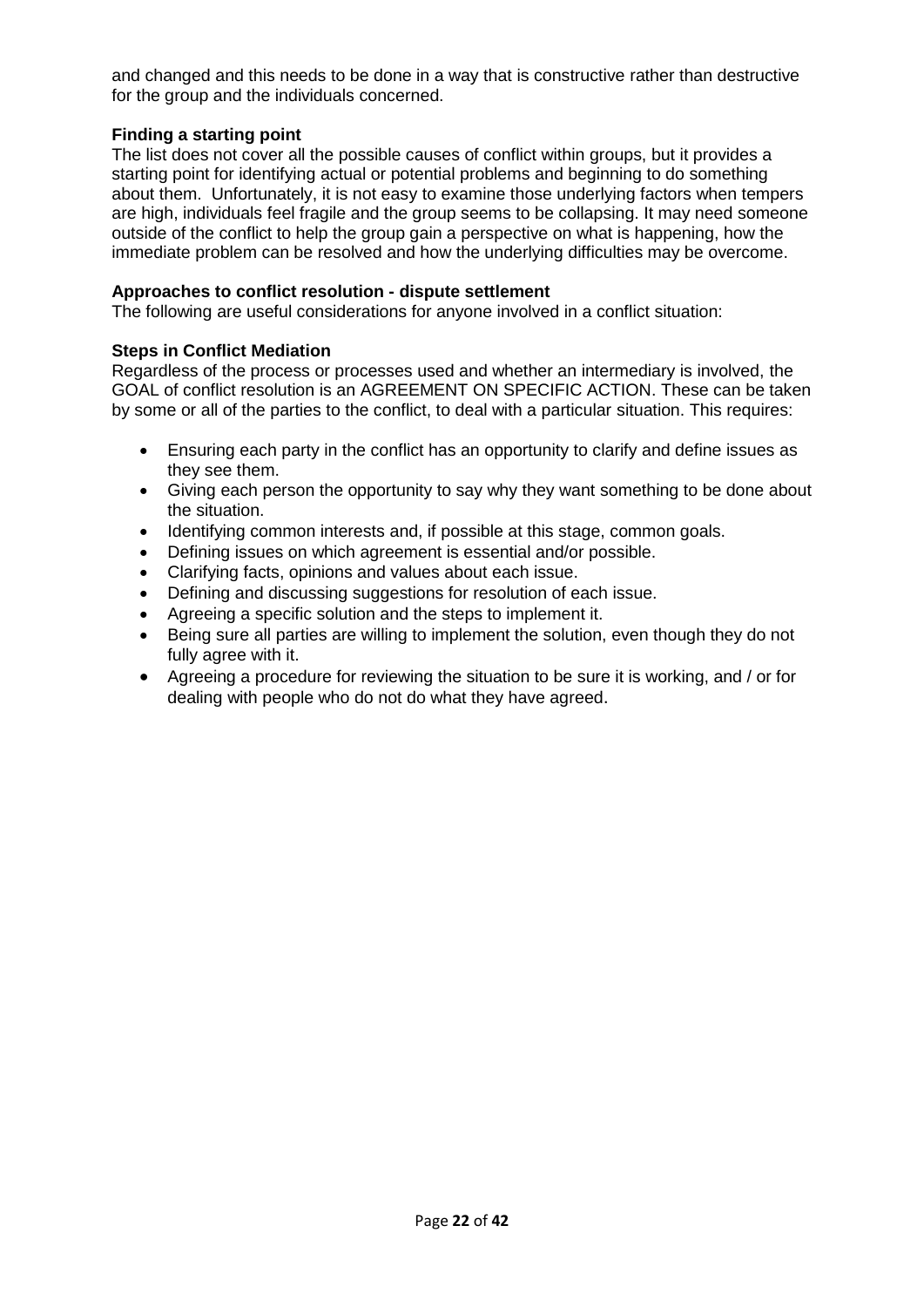and changed and this needs to be done in a way that is constructive rather than destructive for the group and the individuals concerned.

### Finding a starting point

The list does not cover all the possible causes of conflict within groups, but it provides a starting point for identifying actual or potential problems and beginning to do something about them. Unfortunately, it is not easy to examine those underlying factors when tempers are high, individuals feel fragile and the group seems to be collapsing. It may need someone outside of the conflict to help the group gain a perspective on what is happening, how the immediate problem can be resolved and how the underlying difficulties may be overcome.

### Approaches to conflict resolution - dispute settlement

The following are useful considerations for anyone involved in a conflict situation:

### Steps in Conflict Mediation

Regardless of the process or processes used and whether an intermediary is involved, the GOAL of conflict resolution is an AGREEMENT ON SPECIFIC ACTION. These can be taken by some or all of the parties to the conflict, to deal with a particular situation. This requires:

- Ensuring each party in the conflict has an opportunity to clarify and define issues as they see them.
- Giving each person the opportunity to say why they want something to be done about the situation.
- Identifying common interests and, if possible at this stage, common goals.
- Defining issues on which agreement is essential and/or possible.
- Clarifying facts, opinions and values about each issue.
- Defining and discussing suggestions for resolution of each issue.
- Agreeing a specific solution and the steps to implement it.
- Being sure all parties are willing to implement the solution, even though they do not fully agree with it.
- Agreeing a procedure for reviewing the situation to be sure it is working, and / or for dealing with people who do not do what they have agreed.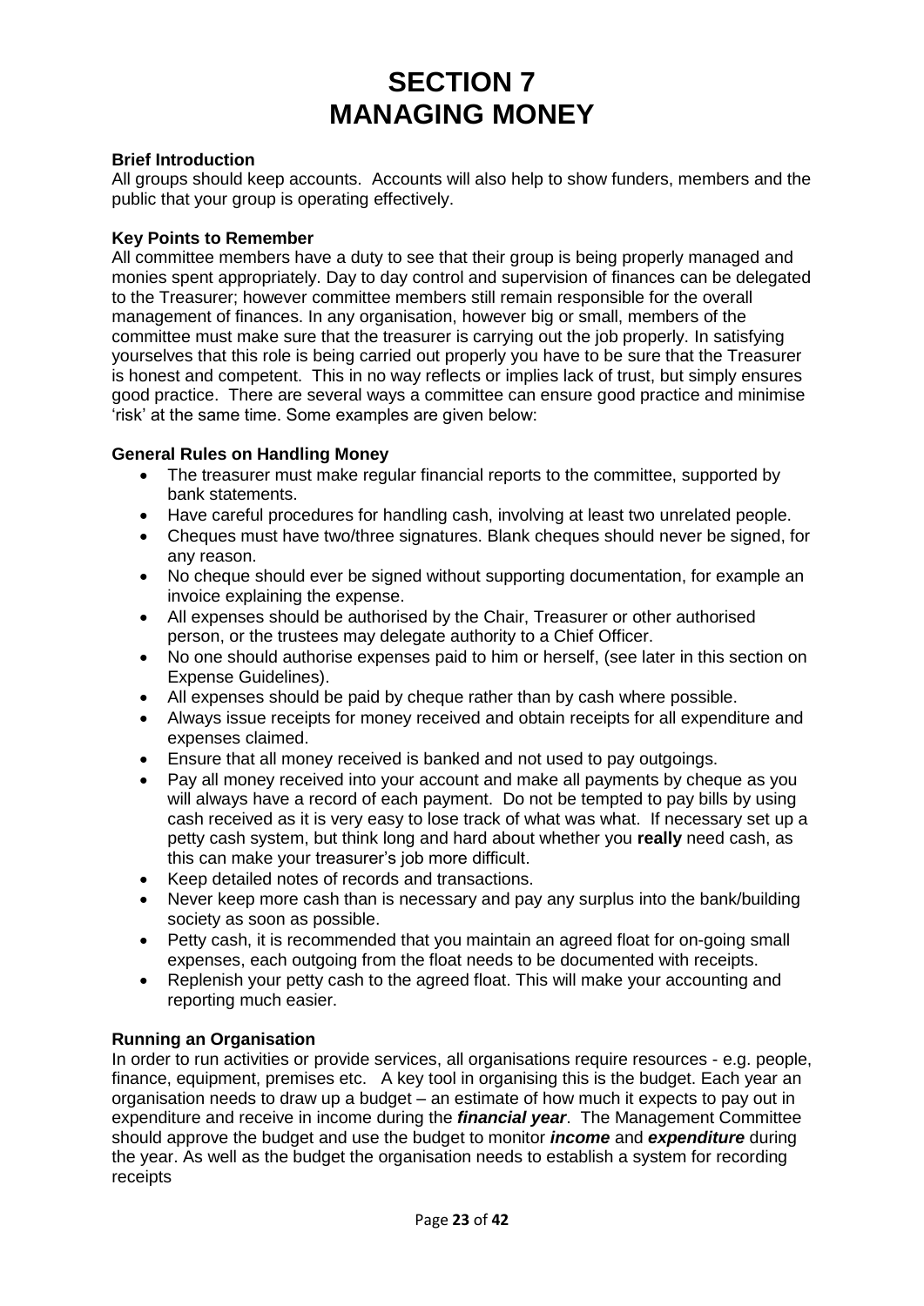# SECTION 7
# MANAGING MONEY

**Brief Introduction**

All groups should keep accounts. Accounts will also help to show funders, members and the public that your group is operating effectively.

**Key Points to Remember**

All committee members have a duty to see that their group is being properly managed and monies spent appropriately. Day to day control and supervision of finances can be delegated to the Treasurer; however committee members still remain responsible for the overall management of finances. In any organisation, however big or small, members of the committee must make sure that the treasurer is carrying out the job properly. In satisfying yourselves that this role is being carried out properly you have to be sure that the Treasurer is honest and competent. This in no way reflects or implies lack of trust, but simply ensures good practice. There are several ways a committee can ensure good practice and minimise 'risk' at the same time. Some examples are given below:

**General Rules on Handling Money**

- The treasurer must make regular financial reports to the committee, supported by bank statements.
- Have careful procedures for handling cash, involving at least two unrelated people.
- Cheques must have two/three signatures. Blank cheques should never be signed, for any reason.
- No cheque should ever be signed without supporting documentation, for example an invoice explaining the expense.
- All expenses should be authorised by the Chair, Treasurer or other authorised person, or the trustees may delegate authority to a Chief Officer.
- No one should authorise expenses paid to him or herself, (see later in this section on Expense Guidelines).
- All expenses should be paid by cheque rather than by cash where possible.
- Always issue receipts for money received and obtain receipts for all expenditure and expenses claimed.
- Ensure that all money received is banked and not used to pay outgoings.
- Pay all money received into your account and make all payments by cheque as you will always have a record of each payment. Do not be tempted to pay bills by using cash received as it is very easy to lose track of what was what. If necessary set up a petty cash system, but think long and hard about whether you **really** need cash, as this can make your treasurer's job more difficult.
- Keep detailed notes of records and transactions.
- Never keep more cash than is necessary and pay any surplus into the bank/building society as soon as possible.
- Petty cash, it is recommended that you maintain an agreed float for on-going small expenses, each outgoing from the float needs to be documented with receipts.
- Replenish your petty cash to the agreed float. This will make your accounting and reporting much easier.

**Running an Organisation**

In order to run activities or provide services, all organisations require resources - e.g. people, finance, equipment, premises etc. A key tool in organising this is the budget. Each year an organisation needs to draw up a budget – an estimate of how much it expects to pay out in expenditure and receive in income during the ***financial year***. The Management Committee should approve the budget and use the budget to monitor ***income*** and ***expenditure*** during the year. As well as the budget the organisation needs to establish a system for recording receipts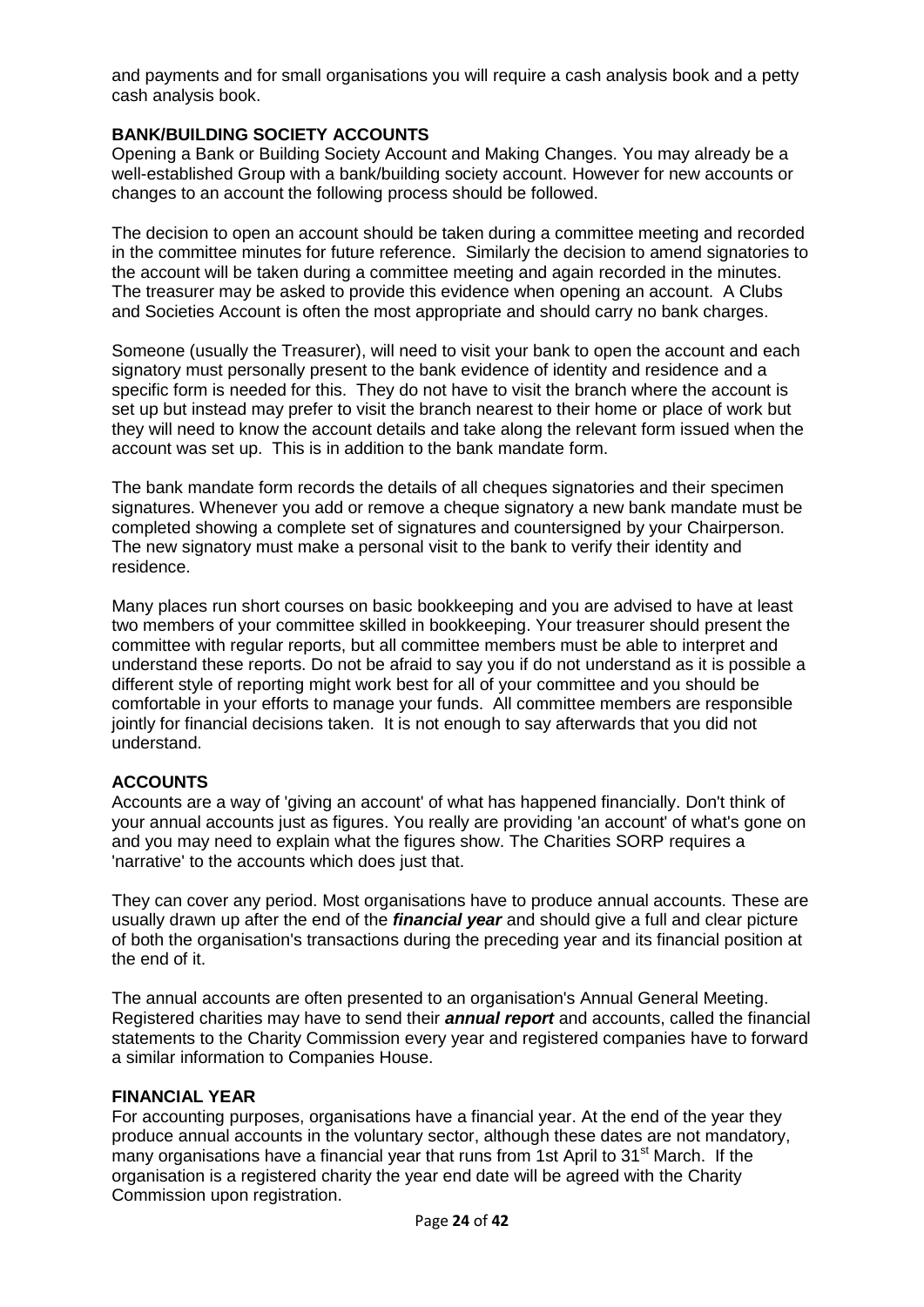and payments and for small organisations you will require a cash analysis book and a petty cash analysis book.

## BANK/BUILDING SOCIETY ACCOUNTS

Opening a Bank or Building Society Account and Making Changes. You may already be a well-established Group with a bank/building society account. However for new accounts or changes to an account the following process should be followed.

The decision to open an account should be taken during a committee meeting and recorded in the committee minutes for future reference. Similarly the decision to amend signatories to the account will be taken during a committee meeting and again recorded in the minutes. The treasurer may be asked to provide this evidence when opening an account. A Clubs and Societies Account is often the most appropriate and should carry no bank charges.

Someone (usually the Treasurer), will need to visit your bank to open the account and each signatory must personally present to the bank evidence of identity and residence and a specific form is needed for this. They do not have to visit the branch where the account is set up but instead may prefer to visit the branch nearest to their home or place of work but they will need to know the account details and take along the relevant form issued when the account was set up. This is in addition to the bank mandate form.

The bank mandate form records the details of all cheques signatories and their specimen signatures. Whenever you add or remove a cheque signatory a new bank mandate must be completed showing a complete set of signatures and countersigned by your Chairperson. The new signatory must make a personal visit to the bank to verify their identity and residence.

Many places run short courses on basic bookkeeping and you are advised to have at least two members of your committee skilled in bookkeeping. Your treasurer should present the committee with regular reports, but all committee members must be able to interpret and understand these reports. Do not be afraid to say you if do not understand as it is possible a different style of reporting might work best for all of your committee and you should be comfortable in your efforts to manage your funds. All committee members are responsible jointly for financial decisions taken. It is not enough to say afterwards that you did not understand.

## ACCOUNTS

Accounts are a way of 'giving an account' of what has happened financially. Don't think of your annual accounts just as figures. You really are providing 'an account' of what's gone on and you may need to explain what the figures show. The Charities SORP requires a 'narrative' to the accounts which does just that.

They can cover any period. Most organisations have to produce annual accounts. These are usually drawn up after the end of the ***financial year*** and should give a full and clear picture of both the organisation's transactions during the preceding year and its financial position at the end of it.

The annual accounts are often presented to an organisation's Annual General Meeting. Registered charities may have to send their ***annual report*** and accounts, called the financial statements to the Charity Commission every year and registered companies have to forward a similar information to Companies House.

## FINANCIAL YEAR

For accounting purposes, organisations have a financial year. At the end of the year they produce annual accounts in the voluntary sector, although these dates are not mandatory, many organisations have a financial year that runs from 1st April to 31st March. If the organisation is a registered charity the year end date will be agreed with the Charity Commission upon registration.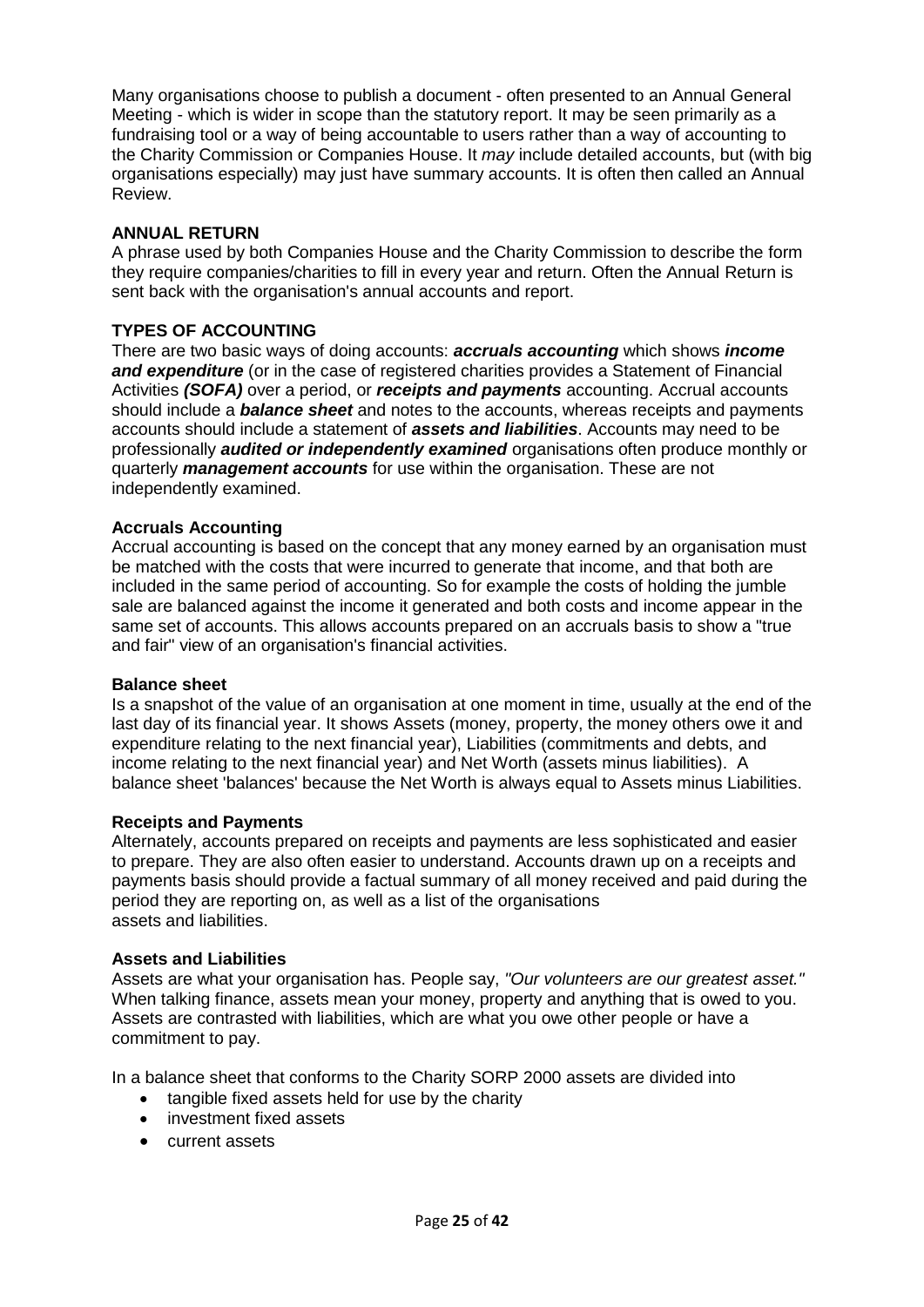Many organisations choose to publish a document - often presented to an Annual General Meeting - which is wider in scope than the statutory report. It may be seen primarily as a fundraising tool or a way of being accountable to users rather than a way of accounting to the Charity Commission or Companies House. It *may* include detailed accounts, but (with big organisations especially) may just have summary accounts. It is often then called an Annual Review.

**ANNUAL RETURN**

A phrase used by both Companies House and the Charity Commission to describe the form they require companies/charities to fill in every year and return. Often the Annual Return is sent back with the organisation's annual accounts and report.

**TYPES OF ACCOUNTING**

There are two basic ways of doing accounts: ***accruals accounting*** which shows ***income and expenditure*** (or in the case of registered charities provides a Statement of Financial Activities ***(SOFA)*** over a period, or ***receipts and payments*** accounting. Accrual accounts should include a ***balance sheet*** and notes to the accounts, whereas receipts and payments accounts should include a statement of ***assets and liabilities***. Accounts may need to be professionally ***audited or independently examined*** organisations often produce monthly or quarterly ***management accounts*** for use within the organisation. These are not independently examined.

**Accruals Accounting**

Accrual accounting is based on the concept that any money earned by an organisation must be matched with the costs that were incurred to generate that income, and that both are included in the same period of accounting. So for example the costs of holding the jumble sale are balanced against the income it generated and both costs and income appear in the same set of accounts. This allows accounts prepared on an accruals basis to show a "true and fair" view of an organisation's financial activities.

**Balance sheet**

Is a snapshot of the value of an organisation at one moment in time, usually at the end of the last day of its financial year. It shows Assets (money, property, the money others owe it and expenditure relating to the next financial year), Liabilities (commitments and debts, and income relating to the next financial year) and Net Worth (assets minus liabilities). A balance sheet 'balances' because the Net Worth is always equal to Assets minus Liabilities.

**Receipts and Payments**

Alternately, accounts prepared on receipts and payments are less sophisticated and easier to prepare. They are also often easier to understand. Accounts drawn up on a receipts and payments basis should provide a factual summary of all money received and paid during the period they are reporting on, as well as a list of the organisations assets and liabilities.

**Assets and Liabilities**

Assets are what your organisation has. People say, *"Our volunteers are our greatest asset."* When talking finance, assets mean your money, property and anything that is owed to you. Assets are contrasted with liabilities, which are what you owe other people or have a commitment to pay.

In a balance sheet that conforms to the Charity SORP 2000 assets are divided into

- tangible fixed assets held for use by the charity
- investment fixed assets
- current assets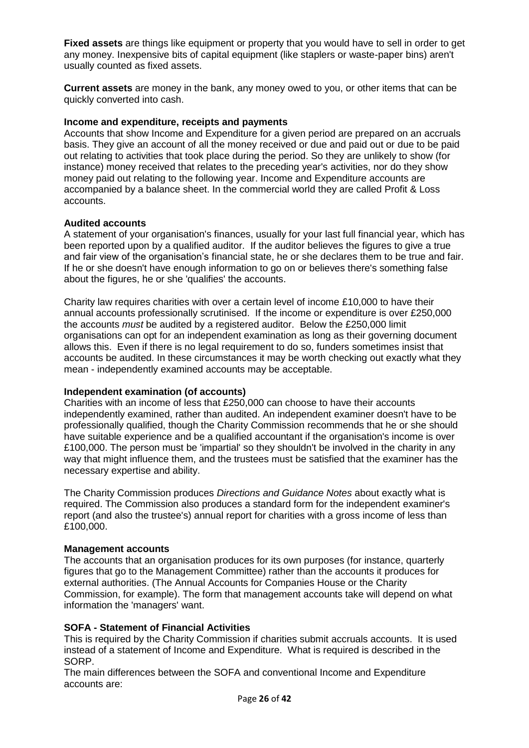**Fixed assets** are things like equipment or property that you would have to sell in order to get any money. Inexpensive bits of capital equipment (like staplers or waste-paper bins) aren't usually counted as fixed assets.

**Current assets** are money in the bank, any money owed to you, or other items that can be quickly converted into cash.

**Income and expenditure, receipts and payments**

Accounts that show Income and Expenditure for a given period are prepared on an accruals basis. They give an account of all the money received or due and paid out or due to be paid out relating to activities that took place during the period. So they are unlikely to show (for instance) money received that relates to the preceding year's activities, nor do they show money paid out relating to the following year. Income and Expenditure accounts are accompanied by a balance sheet. In the commercial world they are called Profit & Loss accounts.

**Audited accounts**

A statement of your organisation's finances, usually for your last full financial year, which has been reported upon by a qualified auditor. If the auditor believes the figures to give a true and fair view of the organisation's financial state, he or she declares them to be true and fair. If he or she doesn't have enough information to go on or believes there's something false about the figures, he or she 'qualifies' the accounts.

Charity law requires charities with over a certain level of income £10,000 to have their annual accounts professionally scrutinised. If the income or expenditure is over £250,000 the accounts *must* be audited by a registered auditor. Below the £250,000 limit organisations can opt for an independent examination as long as their governing document allows this. Even if there is no legal requirement to do so, funders sometimes insist that accounts be audited. In these circumstances it may be worth checking out exactly what they mean - independently examined accounts may be acceptable.

**Independent examination (of accounts)**

Charities with an income of less that £250,000 can choose to have their accounts independently examined, rather than audited. An independent examiner doesn't have to be professionally qualified, though the Charity Commission recommends that he or she should have suitable experience and be a qualified accountant if the organisation's income is over £100,000. The person must be 'impartial' so they shouldn't be involved in the charity in any way that might influence them, and the trustees must be satisfied that the examiner has the necessary expertise and ability.

The Charity Commission produces *Directions and Guidance Notes* about exactly what is required. The Commission also produces a standard form for the independent examiner's report (and also the trustee's) annual report for charities with a gross income of less than £100,000.

**Management accounts**

The accounts that an organisation produces for its own purposes (for instance, quarterly figures that go to the Management Committee) rather than the accounts it produces for external authorities. (The Annual Accounts for Companies House or the Charity Commission, for example). The form that management accounts take will depend on what information the 'managers' want.

**SOFA - Statement of Financial Activities**

This is required by the Charity Commission if charities submit accruals accounts. It is used instead of a statement of Income and Expenditure. What is required is described in the SORP.

The main differences between the SOFA and conventional Income and Expenditure accounts are: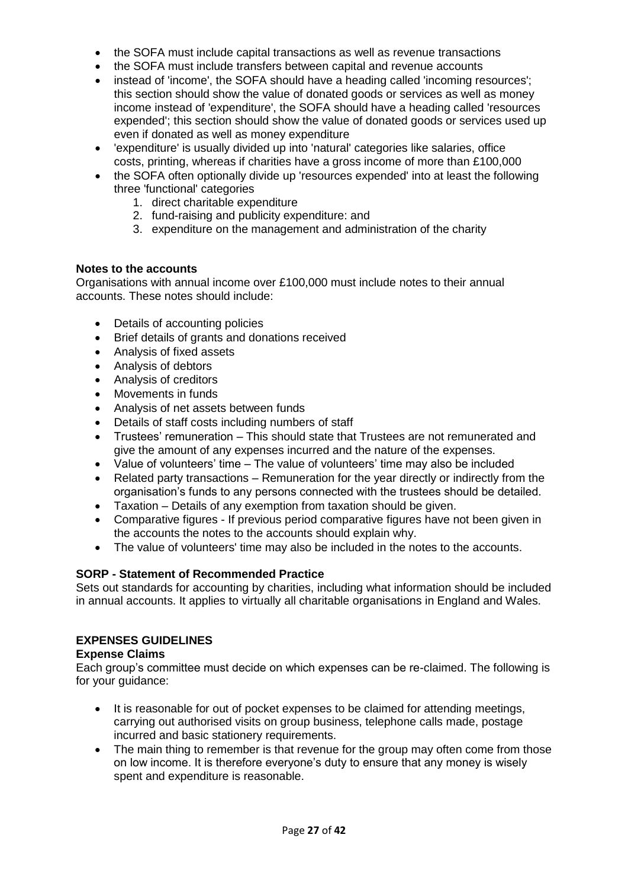- the SOFA must include capital transactions as well as revenue transactions
- the SOFA must include transfers between capital and revenue accounts
- instead of 'income', the SOFA should have a heading called 'incoming resources'; this section should show the value of donated goods or services as well as money income instead of 'expenditure', the SOFA should have a heading called 'resources expended'; this section should show the value of donated goods or services used up even if donated as well as money expenditure
- 'expenditure' is usually divided up into 'natural' categories like salaries, office costs, printing, whereas if charities have a gross income of more than £100,000
- the SOFA often optionally divide up 'resources expended' into at least the following three 'functional' categories
    1. direct charitable expenditure
    2. fund-raising and publicity expenditure: and
    3. expenditure on the management and administration of the charity

**Notes to the accounts**

Organisations with annual income over £100,000 must include notes to their annual accounts. These notes should include:

- Details of accounting policies
- Brief details of grants and donations received
- Analysis of fixed assets
- Analysis of debtors
- Analysis of creditors
- Movements in funds
- Analysis of net assets between funds
- Details of staff costs including numbers of staff
- Trustees' remuneration – This should state that Trustees are not remunerated and give the amount of any expenses incurred and the nature of the expenses.
- Value of volunteers' time – The value of volunteers' time may also be included
- Related party transactions – Remuneration for the year directly or indirectly from the organisation's funds to any persons connected with the trustees should be detailed.
- Taxation – Details of any exemption from taxation should be given.
- Comparative figures - If previous period comparative figures have not been given in the accounts the notes to the accounts should explain why.
- The value of volunteers' time may also be included in the notes to the accounts.

**SORP - Statement of Recommended Practice**

Sets out standards for accounting by charities, including what information should be included in annual accounts. It applies to virtually all charitable organisations in England and Wales.

## EXPENSES GUIDELINES

**Expense Claims**

Each group's committee must decide on which expenses can be re-claimed. The following is for your guidance:

- It is reasonable for out of pocket expenses to be claimed for attending meetings, carrying out authorised visits on group business, telephone calls made, postage incurred and basic stationery requirements.
- The main thing to remember is that revenue for the group may often come from those on low income. It is therefore everyone's duty to ensure that any money is wisely spent and expenditure is reasonable.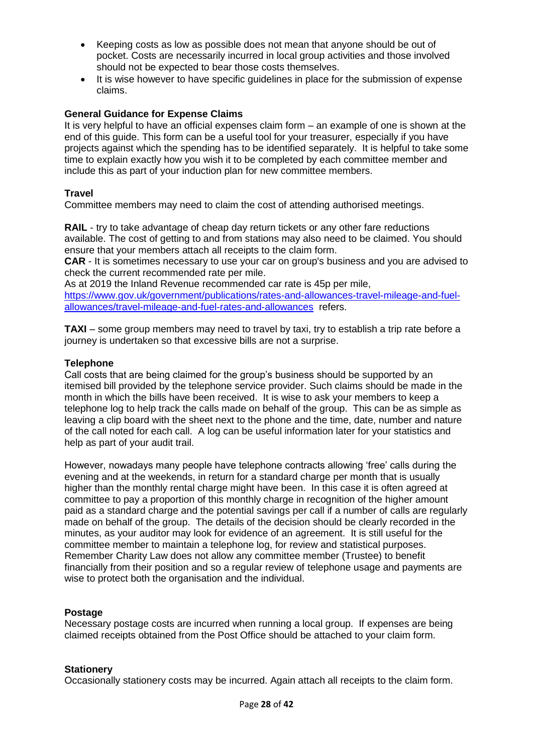- Keeping costs as low as possible does not mean that anyone should be out of pocket. Costs are necessarily incurred in local group activities and those involved should not be expected to bear those costs themselves.
- It is wise however to have specific guidelines in place for the submission of expense claims.

**General Guidance for Expense Claims**

It is very helpful to have an official expenses claim form – an example of one is shown at the end of this guide. This form can be a useful tool for your treasurer, especially if you have projects against which the spending has to be identified separately. It is helpful to take some time to explain exactly how you wish it to be completed by each committee member and include this as part of your induction plan for new committee members.

**Travel**

Committee members may need to claim the cost of attending authorised meetings.

**RAIL** - try to take advantage of cheap day return tickets or any other fare reductions available. The cost of getting to and from stations may also need to be claimed. You should ensure that your members attach all receipts to the claim form.

**CAR** - It is sometimes necessary to use your car on group's business and you are advised to check the current recommended rate per mile.

As at 2019 the Inland Revenue recommended car rate is 45p per mile, [https://www.gov.uk/government/publications/rates-and-allowances-travel-mileage-and-fuel-allowances/travel-mileage-and-fuel-rates-and-allowances](https://www.gov.uk/government/publications/rates-and-allowances-travel-mileage-and-fuel-allowances/travel-mileage-and-fuel-rates-and-allowances) refers.

**TAXI** – some group members may need to travel by taxi, try to establish a trip rate before a journey is undertaken so that excessive bills are not a surprise.

**Telephone**

Call costs that are being claimed for the group's business should be supported by an itemised bill provided by the telephone service provider. Such claims should be made in the month in which the bills have been received. It is wise to ask your members to keep a telephone log to help track the calls made on behalf of the group. This can be as simple as leaving a clip board with the sheet next to the phone and the time, date, number and nature of the call noted for each call. A log can be useful information later for your statistics and help as part of your audit trail.

However, nowadays many people have telephone contracts allowing 'free' calls during the evening and at the weekends, in return for a standard charge per month that is usually higher than the monthly rental charge might have been. In this case it is often agreed at committee to pay a proportion of this monthly charge in recognition of the higher amount paid as a standard charge and the potential savings per call if a number of calls are regularly made on behalf of the group. The details of the decision should be clearly recorded in the minutes, as your auditor may look for evidence of an agreement. It is still useful for the committee member to maintain a telephone log, for review and statistical purposes. Remember Charity Law does not allow any committee member (Trustee) to benefit financially from their position and so a regular review of telephone usage and payments are wise to protect both the organisation and the individual.

**Postage**

Necessary postage costs are incurred when running a local group. If expenses are being claimed receipts obtained from the Post Office should be attached to your claim form.

**Stationery**

Occasionally stationery costs may be incurred. Again attach all receipts to the claim form.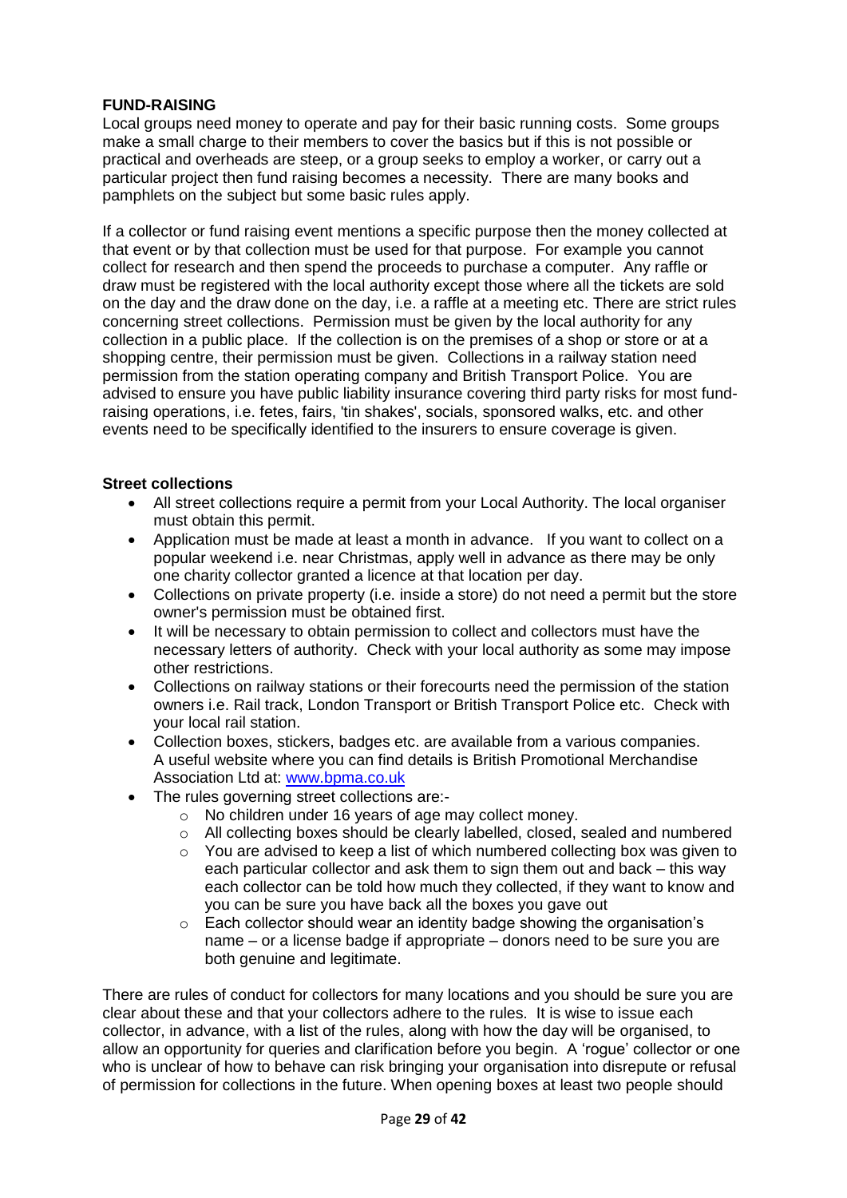**FUND-RAISING**

Local groups need money to operate and pay for their basic running costs. Some groups make a small charge to their members to cover the basics but if this is not possible or practical and overheads are steep, or a group seeks to employ a worker, or carry out a particular project then fund raising becomes a necessity. There are many books and pamphlets on the subject but some basic rules apply.

If a collector or fund raising event mentions a specific purpose then the money collected at that event or by that collection must be used for that purpose. For example you cannot collect for research and then spend the proceeds to purchase a computer. Any raffle or draw must be registered with the local authority except those where all the tickets are sold on the day and the draw done on the day, i.e. a raffle at a meeting etc. There are strict rules concerning street collections. Permission must be given by the local authority for any collection in a public place. If the collection is on the premises of a shop or store or at a shopping centre, their permission must be given. Collections in a railway station need permission from the station operating company and British Transport Police. You are advised to ensure you have public liability insurance covering third party risks for most fund-raising operations, i.e. fetes, fairs, 'tin shakes', socials, sponsored walks, etc. and other events need to be specifically identified to the insurers to ensure coverage is given.

**Street collections**

- All street collections require a permit from your Local Authority. The local organiser must obtain this permit.
- Application must be made at least a month in advance. If you want to collect on a popular weekend i.e. near Christmas, apply well in advance as there may be only one charity collector granted a licence at that location per day.
- Collections on private property (i.e. inside a store) do not need a permit but the store owner's permission must be obtained first.
- It will be necessary to obtain permission to collect and collectors must have the necessary letters of authority. Check with your local authority as some may impose other restrictions.
- Collections on railway stations or their forecourts need the permission of the station owners i.e. Rail track, London Transport or British Transport Police etc. Check with your local rail station.
- Collection boxes, stickers, badges etc. are available from a various companies. A useful website where you can find details is British Promotional Merchandise Association Ltd at: www.bpma.co.uk
- The rules governing street collections are:-
  - No children under 16 years of age may collect money.
  - All collecting boxes should be clearly labelled, closed, sealed and numbered
  - You are advised to keep a list of which numbered collecting box was given to each particular collector and ask them to sign them out and back – this way each collector can be told how much they collected, if they want to know and you can be sure you have back all the boxes you gave out
  - Each collector should wear an identity badge showing the organisation's name – or a license badge if appropriate – donors need to be sure you are both genuine and legitimate.

There are rules of conduct for collectors for many locations and you should be sure you are clear about these and that your collectors adhere to the rules. It is wise to issue each collector, in advance, with a list of the rules, along with how the day will be organised, to allow an opportunity for queries and clarification before you begin. A 'rogue' collector or one who is unclear of how to behave can risk bringing your organisation into disrepute or refusal of permission for collections in the future. When opening boxes at least two people should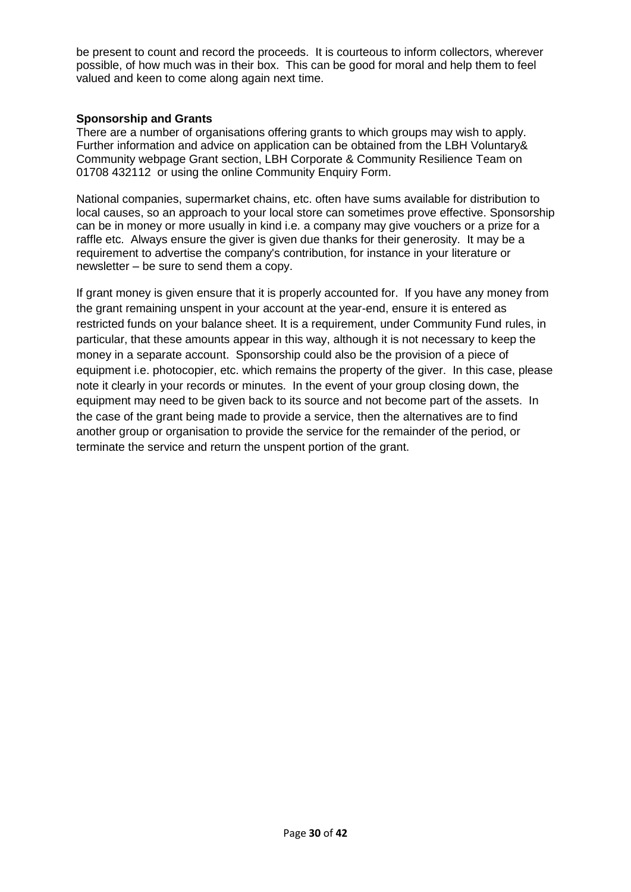be present to count and record the proceeds. It is courteous to inform collectors, wherever possible, of how much was in their box. This can be good for moral and help them to feel valued and keen to come along again next time.

**Sponsorship and Grants**

There are a number of organisations offering grants to which groups may wish to apply. Further information and advice on application can be obtained from the LBH Voluntary& Community webpage Grant section, LBH Corporate & Community Resilience Team on 01708 432112 or using the online Community Enquiry Form.

National companies, supermarket chains, etc. often have sums available for distribution to local causes, so an approach to your local store can sometimes prove effective. Sponsorship can be in money or more usually in kind i.e. a company may give vouchers or a prize for a raffle etc. Always ensure the giver is given due thanks for their generosity. It may be a requirement to advertise the company's contribution, for instance in your literature or newsletter – be sure to send them a copy.

If grant money is given ensure that it is properly accounted for. If you have any money from the grant remaining unspent in your account at the year-end, ensure it is entered as restricted funds on your balance sheet. It is a requirement, under Community Fund rules, in particular, that these amounts appear in this way, although it is not necessary to keep the money in a separate account. Sponsorship could also be the provision of a piece of equipment i.e. photocopier, etc. which remains the property of the giver. In this case, please note it clearly in your records or minutes. In the event of your group closing down, the equipment may need to be given back to its source and not become part of the assets. In the case of the grant being made to provide a service, then the alternatives are to find another group or organisation to provide the service for the remainder of the period, or terminate the service and return the unspent portion of the grant.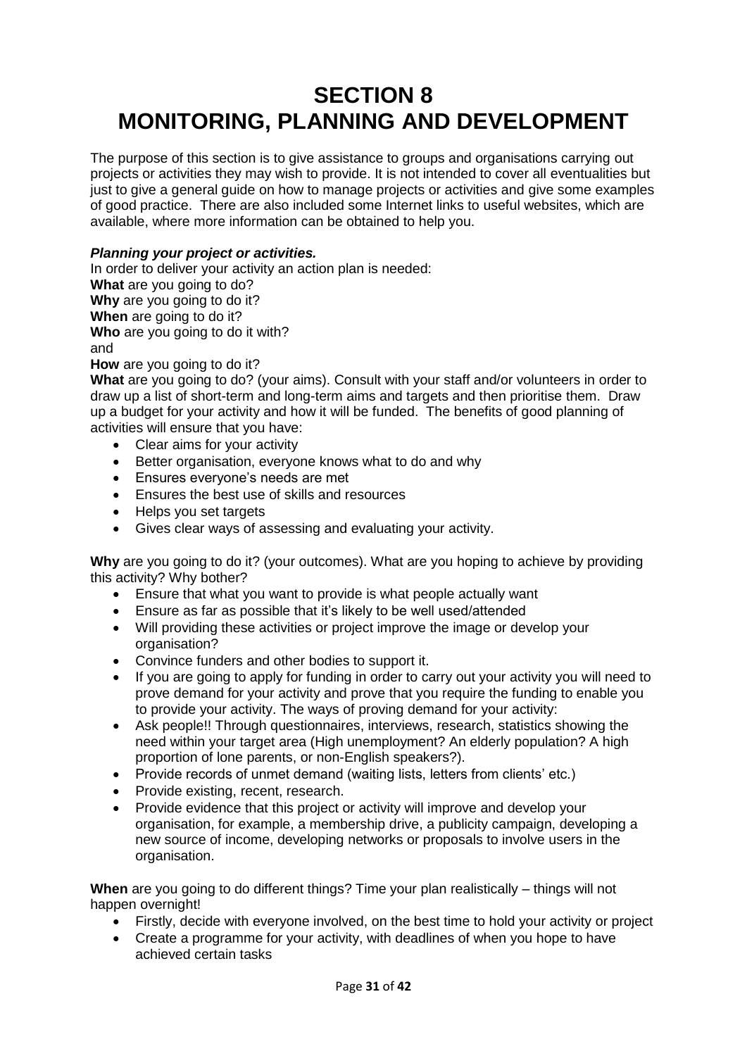# SECTION 8
# MONITORING, PLANNING AND DEVELOPMENT

The purpose of this section is to give assistance to groups and organisations carrying out projects or activities they may wish to provide. It is not intended to cover all eventualities but just to give a general guide on how to manage projects or activities and give some examples of good practice. There are also included some Internet links to useful websites, which are available, where more information can be obtained to help you.

***Planning your project or activities.***

In order to deliver your activity an action plan is needed:

**What** are you going to do?
**Why** are you going to do it?
**When** are going to do it?
**Who** are you going to do it with?
and
**How** are you going to do it?

**What** are you going to do? (your aims). Consult with your staff and/or volunteers in order to draw up a list of short-term and long-term aims and targets and then prioritise them. Draw up a budget for your activity and how it will be funded. The benefits of good planning of activities will ensure that you have:

- Clear aims for your activity
- Better organisation, everyone knows what to do and why
- Ensures everyone's needs are met
- Ensures the best use of skills and resources
- Helps you set targets
- Gives clear ways of assessing and evaluating your activity.

**Why** are you going to do it? (your outcomes). What are you hoping to achieve by providing this activity? Why bother?

- Ensure that what you want to provide is what people actually want
- Ensure as far as possible that it's likely to be well used/attended
- Will providing these activities or project improve the image or develop your organisation?
- Convince funders and other bodies to support it.
- If you are going to apply for funding in order to carry out your activity you will need to prove demand for your activity and prove that you require the funding to enable you to provide your activity. The ways of proving demand for your activity:
- Ask people!! Through questionnaires, interviews, research, statistics showing the need within your target area (High unemployment? An elderly population? A high proportion of lone parents, or non-English speakers?).
- Provide records of unmet demand (waiting lists, letters from clients' etc.)
- Provide existing, recent, research.
- Provide evidence that this project or activity will improve and develop your organisation, for example, a membership drive, a publicity campaign, developing a new source of income, developing networks or proposals to involve users in the organisation.

**When** are you going to do different things? Time your plan realistically – things will not happen overnight!

- Firstly, decide with everyone involved, on the best time to hold your activity or project
- Create a programme for your activity, with deadlines of when you hope to have achieved certain tasks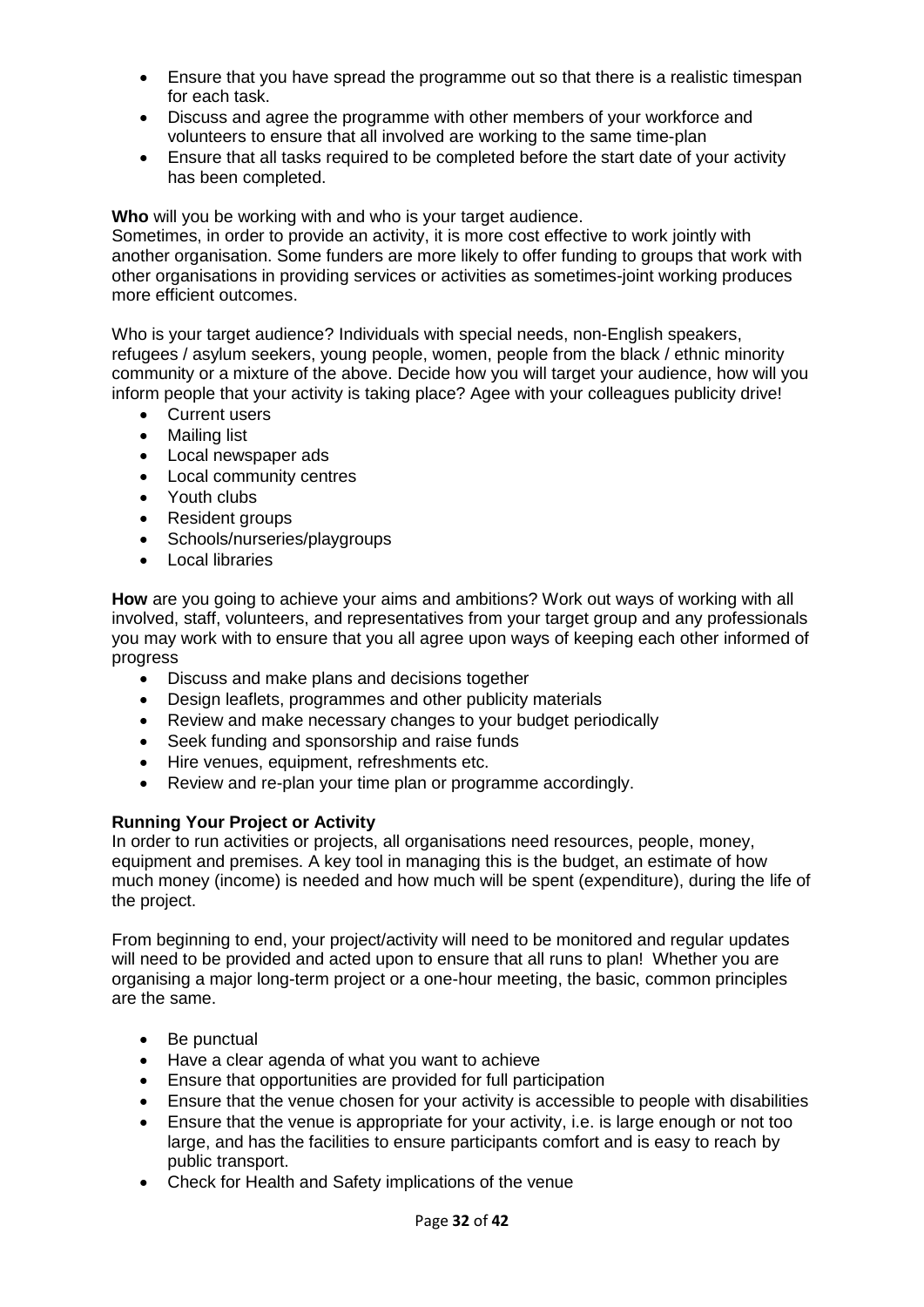- Ensure that you have spread the programme out so that there is a realistic timespan for each task.
- Discuss and agree the programme with other members of your workforce and volunteers to ensure that all involved are working to the same time-plan
- Ensure that all tasks required to be completed before the start date of your activity has been completed.

**Who** will you be working with and who is your target audience.
Sometimes, in order to provide an activity, it is more cost effective to work jointly with another organisation. Some funders are more likely to offer funding to groups that work with other organisations in providing services or activities as sometimes-joint working produces more efficient outcomes.

Who is your target audience? Individuals with special needs, non-English speakers, refugees / asylum seekers, young people, women, people from the black / ethnic minority community or a mixture of the above. Decide how you will target your audience, how will you inform people that your activity is taking place? Agee with your colleagues publicity drive!

- Current users
- Mailing list
- Local newspaper ads
- Local community centres
- Youth clubs
- Resident groups
- Schools/nurseries/playgroups
- Local libraries

**How** are you going to achieve your aims and ambitions? Work out ways of working with all involved, staff, volunteers, and representatives from your target group and any professionals you may work with to ensure that you all agree upon ways of keeping each other informed of progress

- Discuss and make plans and decisions together
- Design leaflets, programmes and other publicity materials
- Review and make necessary changes to your budget periodically
- Seek funding and sponsorship and raise funds
- Hire venues, equipment, refreshments etc.
- Review and re-plan your time plan or programme accordingly.

**Running Your Project or Activity**

In order to run activities or projects, all organisations need resources, people, money, equipment and premises. A key tool in managing this is the budget, an estimate of how much money (income) is needed and how much will be spent (expenditure), during the life of the project.

From beginning to end, your project/activity will need to be monitored and regular updates will need to be provided and acted upon to ensure that all runs to plan! Whether you are organising a major long-term project or a one-hour meeting, the basic, common principles are the same.

- Be punctual
- Have a clear agenda of what you want to achieve
- Ensure that opportunities are provided for full participation
- Ensure that the venue chosen for your activity is accessible to people with disabilities
- Ensure that the venue is appropriate for your activity, i.e. is large enough or not too large, and has the facilities to ensure participants comfort and is easy to reach by public transport.
- Check for Health and Safety implications of the venue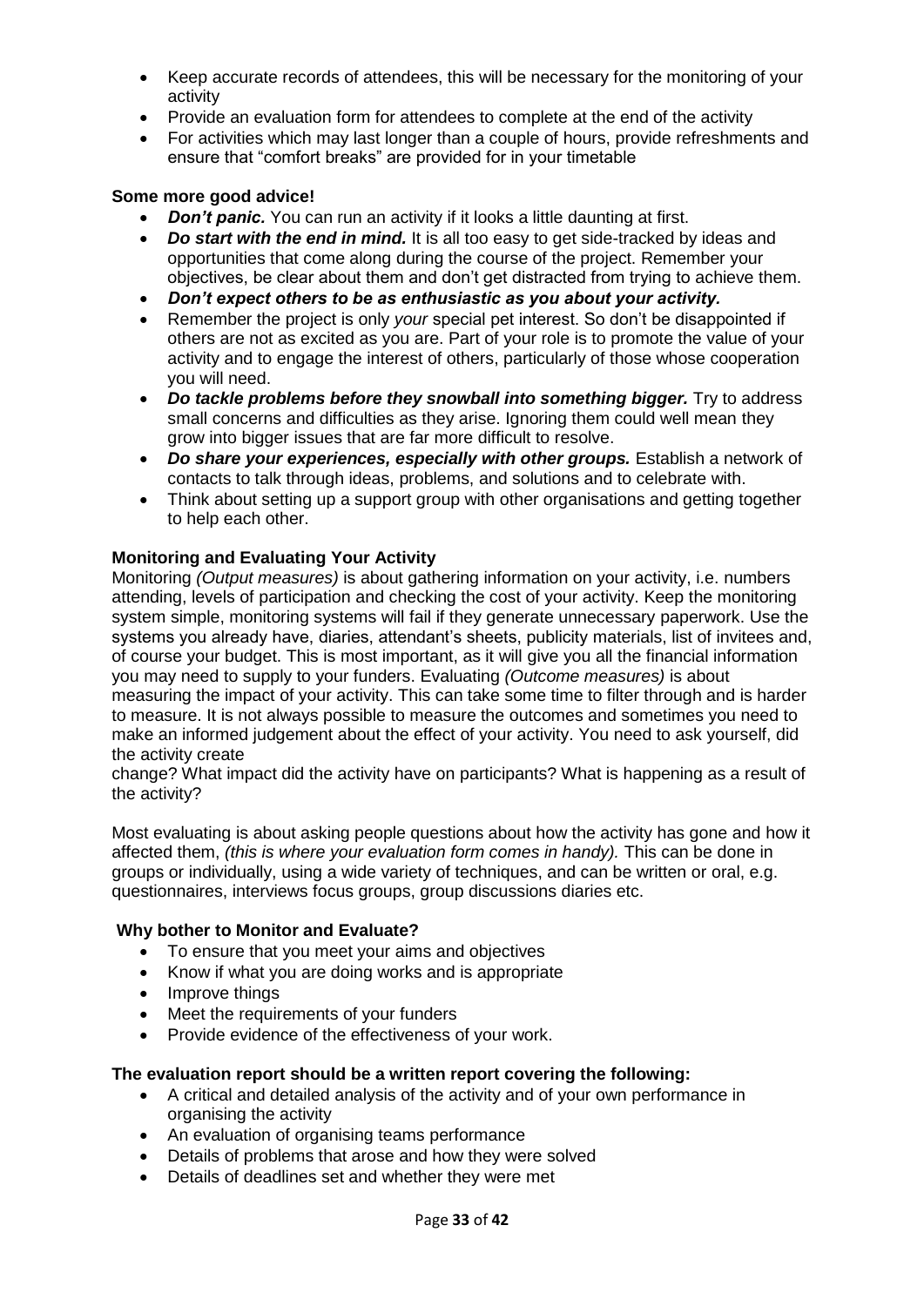- Keep accurate records of attendees, this will be necessary for the monitoring of your activity
- Provide an evaluation form for attendees to complete at the end of the activity
- For activities which may last longer than a couple of hours, provide refreshments and ensure that "comfort breaks" are provided for in your timetable

**Some more good advice!**

- ***Don't panic.*** You can run an activity if it looks a little daunting at first.
- ***Do start with the end in mind.*** It is all too easy to get side-tracked by ideas and opportunities that come along during the course of the project. Remember your objectives, be clear about them and don't get distracted from trying to achieve them.
- ***Don't expect others to be as enthusiastic as you about your activity.***
- Remember the project is only *your* special pet interest. So don't be disappointed if others are not as excited as you are. Part of your role is to promote the value of your activity and to engage the interest of others, particularly of those whose cooperation you will need.
- ***Do tackle problems before they snowball into something bigger.*** Try to address small concerns and difficulties as they arise. Ignoring them could well mean they grow into bigger issues that are far more difficult to resolve.
- ***Do share your experiences, especially with other groups.*** Establish a network of contacts to talk through ideas, problems, and solutions and to celebrate with.
- Think about setting up a support group with other organisations and getting together to help each other.

**Monitoring and Evaluating Your Activity**

Monitoring *(Output measures)* is about gathering information on your activity, i.e. numbers attending, levels of participation and checking the cost of your activity. Keep the monitoring system simple, monitoring systems will fail if they generate unnecessary paperwork. Use the systems you already have, diaries, attendant's sheets, publicity materials, list of invitees and, of course your budget. This is most important, as it will give you all the financial information you may need to supply to your funders. Evaluating *(Outcome measures)* is about measuring the impact of your activity. This can take some time to filter through and is harder to measure. It is not always possible to measure the outcomes and sometimes you need to make an informed judgement about the effect of your activity. You need to ask yourself, did the activity create change? What impact did the activity have on participants? What is happening as a result of the activity?

Most evaluating is about asking people questions about how the activity has gone and how it affected them, *(this is where your evaluation form comes in handy).* This can be done in groups or individually, using a wide variety of techniques, and can be written or oral, e.g. questionnaires, interviews focus groups, group discussions diaries etc.

**Why bother to Monitor and Evaluate?**

- To ensure that you meet your aims and objectives
- Know if what you are doing works and is appropriate
- Improve things
- Meet the requirements of your funders
- Provide evidence of the effectiveness of your work.

**The evaluation report should be a written report covering the following:**

- A critical and detailed analysis of the activity and of your own performance in organising the activity
- An evaluation of organising teams performance
- Details of problems that arose and how they were solved
- Details of deadlines set and whether they were met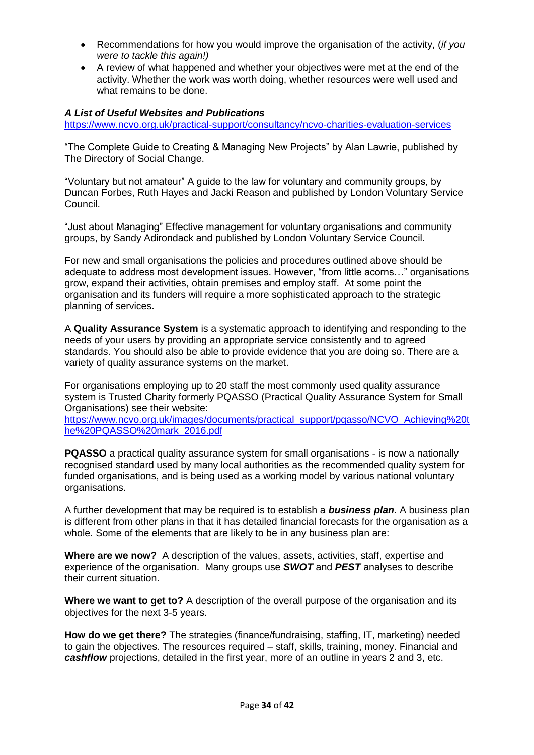- Recommendations for how you would improve the organisation of the activity, (*if you were to tackle this again!)*
- A review of what happened and whether your objectives were met at the end of the activity. Whether the work was worth doing, whether resources were well used and what remains to be done.

***A List of Useful Websites and Publications***

https://www.ncvo.org.uk/practical-support/consultancy/ncvo-charities-evaluation-services

"The Complete Guide to Creating & Managing New Projects" by Alan Lawrie, published by The Directory of Social Change.

"Voluntary but not amateur" A guide to the law for voluntary and community groups, by Duncan Forbes, Ruth Hayes and Jacki Reason and published by London Voluntary Service Council.

"Just about Managing" Effective management for voluntary organisations and community groups, by Sandy Adirondack and published by London Voluntary Service Council.

For new and small organisations the policies and procedures outlined above should be adequate to address most development issues. However, "from little acorns…" organisations grow, expand their activities, obtain premises and employ staff. At some point the organisation and its funders will require a more sophisticated approach to the strategic planning of services.

A **Quality Assurance System** is a systematic approach to identifying and responding to the needs of your users by providing an appropriate service consistently and to agreed standards. You should also be able to provide evidence that you are doing so. There are a variety of quality assurance systems on the market.

For organisations employing up to 20 staff the most commonly used quality assurance system is Trusted Charity formerly PQASSO (Practical Quality Assurance System for Small Organisations) see their website:
https://www.ncvo.org.uk/images/documents/practical_support/pqasso/NCVO_Achieving%20the%20PQASSO%20mark_2016.pdf

**PQASSO** a practical quality assurance system for small organisations - is now a nationally recognised standard used by many local authorities as the recommended quality system for funded organisations, and is being used as a working model by various national voluntary organisations.

A further development that may be required is to establish a ***business plan***. A business plan is different from other plans in that it has detailed financial forecasts for the organisation as a whole. Some of the elements that are likely to be in any business plan are:

**Where are we now?** A description of the values, assets, activities, staff, expertise and experience of the organisation. Many groups use ***SWOT*** and ***PEST*** analyses to describe their current situation.

**Where we want to get to?** A description of the overall purpose of the organisation and its objectives for the next 3-5 years.

**How do we get there?** The strategies (finance/fundraising, staffing, IT, marketing) needed to gain the objectives. The resources required – staff, skills, training, money. Financial and ***cashflow*** projections, detailed in the first year, more of an outline in years 2 and 3, etc.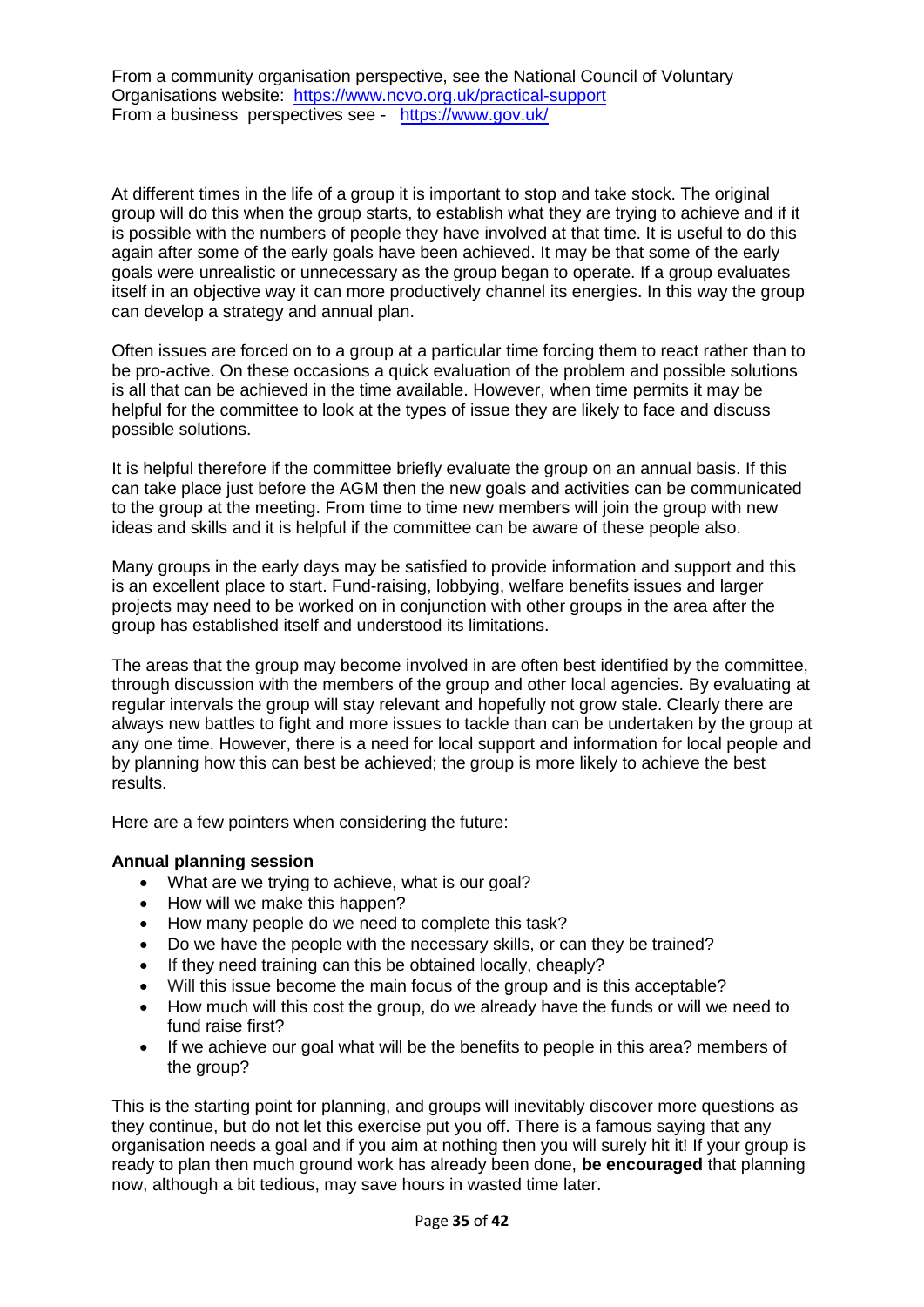From a community organisation perspective, see the National Council of Voluntary Organisations website: https://www.ncvo.org.uk/practical-support
From a business perspectives see - https://www.gov.uk/

At different times in the life of a group it is important to stop and take stock. The original group will do this when the group starts, to establish what they are trying to achieve and if it is possible with the numbers of people they have involved at that time. It is useful to do this again after some of the early goals have been achieved. It may be that some of the early goals were unrealistic or unnecessary as the group began to operate. If a group evaluates itself in an objective way it can more productively channel its energies. In this way the group can develop a strategy and annual plan.

Often issues are forced on to a group at a particular time forcing them to react rather than to be pro-active. On these occasions a quick evaluation of the problem and possible solutions is all that can be achieved in the time available. However, when time permits it may be helpful for the committee to look at the types of issue they are likely to face and discuss possible solutions.

It is helpful therefore if the committee briefly evaluate the group on an annual basis. If this can take place just before the AGM then the new goals and activities can be communicated to the group at the meeting. From time to time new members will join the group with new ideas and skills and it is helpful if the committee can be aware of these people also.

Many groups in the early days may be satisfied to provide information and support and this is an excellent place to start. Fund-raising, lobbying, welfare benefits issues and larger projects may need to be worked on in conjunction with other groups in the area after the group has established itself and understood its limitations.

The areas that the group may become involved in are often best identified by the committee, through discussion with the members of the group and other local agencies. By evaluating at regular intervals the group will stay relevant and hopefully not grow stale. Clearly there are always new battles to fight and more issues to tackle than can be undertaken by the group at any one time. However, there is a need for local support and information for local people and by planning how this can best be achieved; the group is more likely to achieve the best results.

Here are a few pointers when considering the future:

**Annual planning session**

- What are we trying to achieve, what is our goal?
- How will we make this happen?
- How many people do we need to complete this task?
- Do we have the people with the necessary skills, or can they be trained?
- If they need training can this be obtained locally, cheaply?
- Will this issue become the main focus of the group and is this acceptable?
- How much will this cost the group, do we already have the funds or will we need to fund raise first?
- If we achieve our goal what will be the benefits to people in this area? members of the group?

This is the starting point for planning, and groups will inevitably discover more questions as they continue, but do not let this exercise put you off. There is a famous saying that any organisation needs a goal and if you aim at nothing then you will surely hit it! If your group is ready to plan then much ground work has already been done, **be encouraged** that planning now, although a bit tedious, may save hours in wasted time later.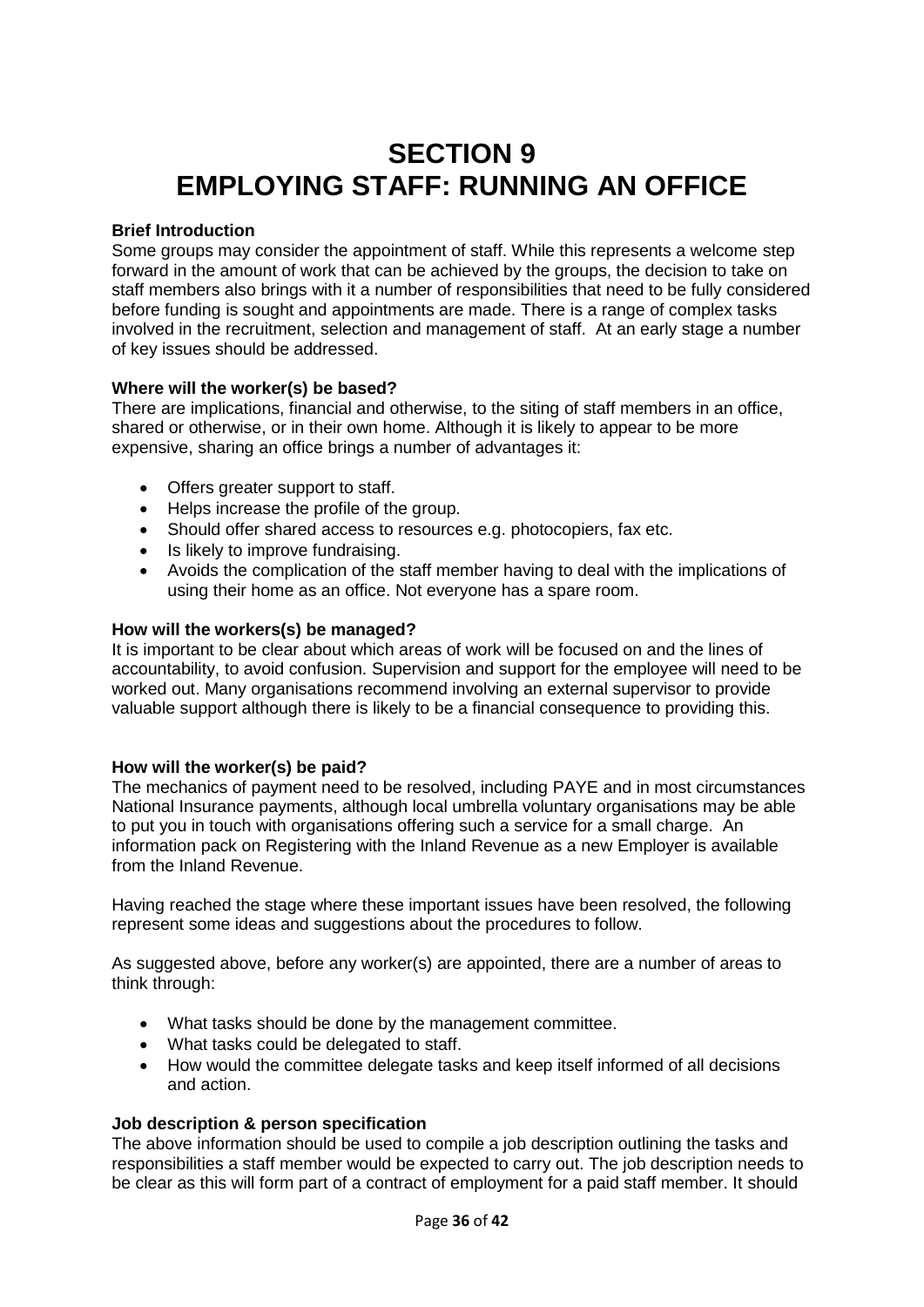# SECTION 9
# EMPLOYING STAFF: RUNNING AN OFFICE

**Brief Introduction**
Some groups may consider the appointment of staff. While this represents a welcome step forward in the amount of work that can be achieved by the groups, the decision to take on staff members also brings with it a number of responsibilities that need to be fully considered before funding is sought and appointments are made. There is a range of complex tasks involved in the recruitment, selection and management of staff. At an early stage a number of key issues should be addressed.

**Where will the worker(s) be based?**
There are implications, financial and otherwise, to the siting of staff members in an office, shared or otherwise, or in their own home. Although it is likely to appear to be more expensive, sharing an office brings a number of advantages it:

- Offers greater support to staff.
- Helps increase the profile of the group.
- Should offer shared access to resources e.g. photocopiers, fax etc.
- Is likely to improve fundraising.
- Avoids the complication of the staff member having to deal with the implications of using their home as an office. Not everyone has a spare room.

**How will the workers(s) be managed?**
It is important to be clear about which areas of work will be focused on and the lines of accountability, to avoid confusion. Supervision and support for the employee will need to be worked out. Many organisations recommend involving an external supervisor to provide valuable support although there is likely to be a financial consequence to providing this.

**How will the worker(s) be paid?**
The mechanics of payment need to be resolved, including PAYE and in most circumstances National Insurance payments, although local umbrella voluntary organisations may be able to put you in touch with organisations offering such a service for a small charge. An information pack on Registering with the Inland Revenue as a new Employer is available from the Inland Revenue.

Having reached the stage where these important issues have been resolved, the following represent some ideas and suggestions about the procedures to follow.

As suggested above, before any worker(s) are appointed, there are a number of areas to think through:

- What tasks should be done by the management committee.
- What tasks could be delegated to staff.
- How would the committee delegate tasks and keep itself informed of all decisions and action.

**Job description & person specification**
The above information should be used to compile a job description outlining the tasks and responsibilities a staff member would be expected to carry out. The job description needs to be clear as this will form part of a contract of employment for a paid staff member. It should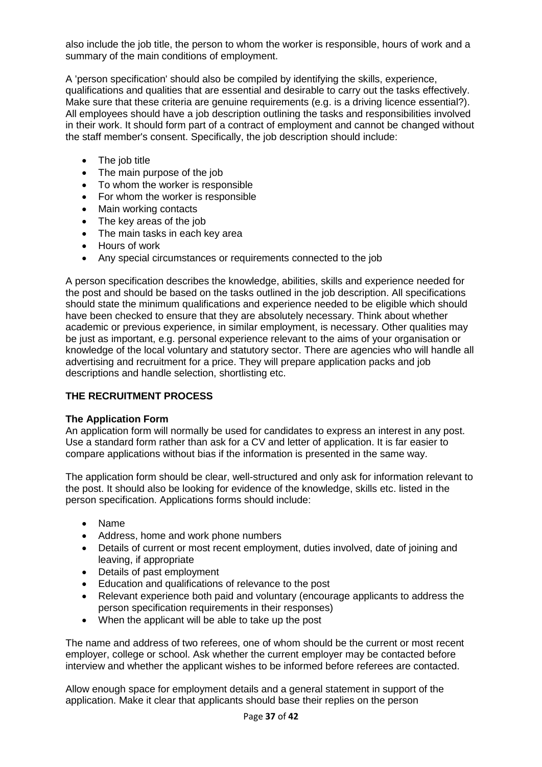also include the job title, the person to whom the worker is responsible, hours of work and a summary of the main conditions of employment.

A 'person specification' should also be compiled by identifying the skills, experience, qualifications and qualities that are essential and desirable to carry out the tasks effectively. Make sure that these criteria are genuine requirements (e.g. is a driving licence essential?). All employees should have a job description outlining the tasks and responsibilities involved in their work. It should form part of a contract of employment and cannot be changed without the staff member's consent. Specifically, the job description should include:

- The job title
- The main purpose of the job
- To whom the worker is responsible
- For whom the worker is responsible
- Main working contacts
- The key areas of the job
- The main tasks in each key area
- Hours of work
- Any special circumstances or requirements connected to the job

A person specification describes the knowledge, abilities, skills and experience needed for the post and should be based on the tasks outlined in the job description. All specifications should state the minimum qualifications and experience needed to be eligible which should have been checked to ensure that they are absolutely necessary. Think about whether academic or previous experience, in similar employment, is necessary. Other qualities may be just as important, e.g. personal experience relevant to the aims of your organisation or knowledge of the local voluntary and statutory sector. There are agencies who will handle all advertising and recruitment for a price. They will prepare application packs and job descriptions and handle selection, shortlisting etc.

## THE RECRUITMENT PROCESS

### The Application Form

An application form will normally be used for candidates to express an interest in any post. Use a standard form rather than ask for a CV and letter of application. It is far easier to compare applications without bias if the information is presented in the same way.

The application form should be clear, well-structured and only ask for information relevant to the post. It should also be looking for evidence of the knowledge, skills etc. listed in the person specification. Applications forms should include:

- Name
- Address, home and work phone numbers
- Details of current or most recent employment, duties involved, date of joining and leaving, if appropriate
- Details of past employment
- Education and qualifications of relevance to the post
- Relevant experience both paid and voluntary (encourage applicants to address the person specification requirements in their responses)
- When the applicant will be able to take up the post

The name and address of two referees, one of whom should be the current or most recent employer, college or school. Ask whether the current employer may be contacted before interview and whether the applicant wishes to be informed before referees are contacted.

Allow enough space for employment details and a general statement in support of the application. Make it clear that applicants should base their replies on the person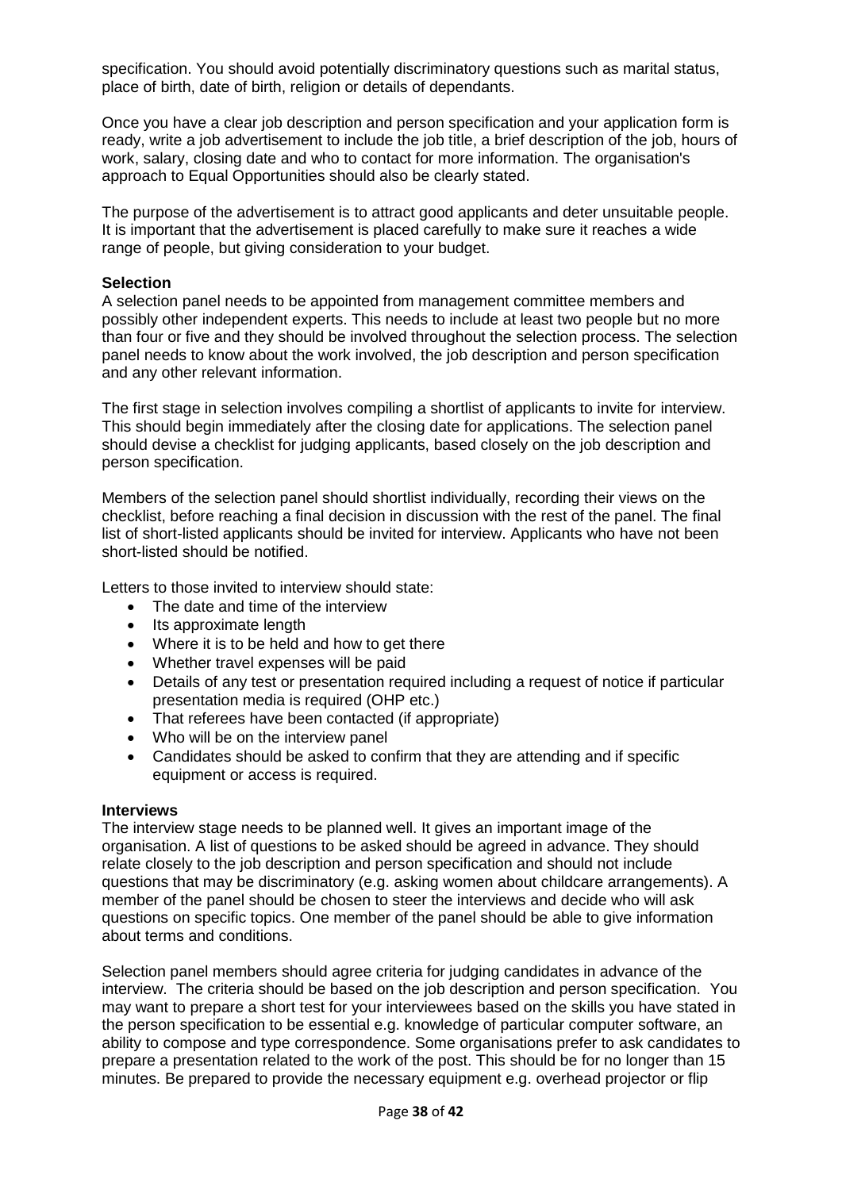specification. You should avoid potentially discriminatory questions such as marital status, place of birth, date of birth, religion or details of dependants.

Once you have a clear job description and person specification and your application form is ready, write a job advertisement to include the job title, a brief description of the job, hours of work, salary, closing date and who to contact for more information. The organisation's approach to Equal Opportunities should also be clearly stated.

The purpose of the advertisement is to attract good applicants and deter unsuitable people. It is important that the advertisement is placed carefully to make sure it reaches a wide range of people, but giving consideration to your budget.

**Selection**

A selection panel needs to be appointed from management committee members and possibly other independent experts. This needs to include at least two people but no more than four or five and they should be involved throughout the selection process. The selection panel needs to know about the work involved, the job description and person specification and any other relevant information.

The first stage in selection involves compiling a shortlist of applicants to invite for interview. This should begin immediately after the closing date for applications. The selection panel should devise a checklist for judging applicants, based closely on the job description and person specification.

Members of the selection panel should shortlist individually, recording their views on the checklist, before reaching a final decision in discussion with the rest of the panel. The final list of short-listed applicants should be invited for interview. Applicants who have not been short-listed should be notified.

Letters to those invited to interview should state:

- The date and time of the interview
- Its approximate length
- Where it is to be held and how to get there
- Whether travel expenses will be paid
- Details of any test or presentation required including a request of notice if particular presentation media is required (OHP etc.)
- That referees have been contacted (if appropriate)
- Who will be on the interview panel
- Candidates should be asked to confirm that they are attending and if specific equipment or access is required.

**Interviews**

The interview stage needs to be planned well. It gives an important image of the organisation. A list of questions to be asked should be agreed in advance. They should relate closely to the job description and person specification and should not include questions that may be discriminatory (e.g. asking women about childcare arrangements). A member of the panel should be chosen to steer the interviews and decide who will ask questions on specific topics. One member of the panel should be able to give information about terms and conditions.

Selection panel members should agree criteria for judging candidates in advance of the interview. The criteria should be based on the job description and person specification. You may want to prepare a short test for your interviewees based on the skills you have stated in the person specification to be essential e.g. knowledge of particular computer software, an ability to compose and type correspondence. Some organisations prefer to ask candidates to prepare a presentation related to the work of the post. This should be for no longer than 15 minutes. Be prepared to provide the necessary equipment e.g. overhead projector or flip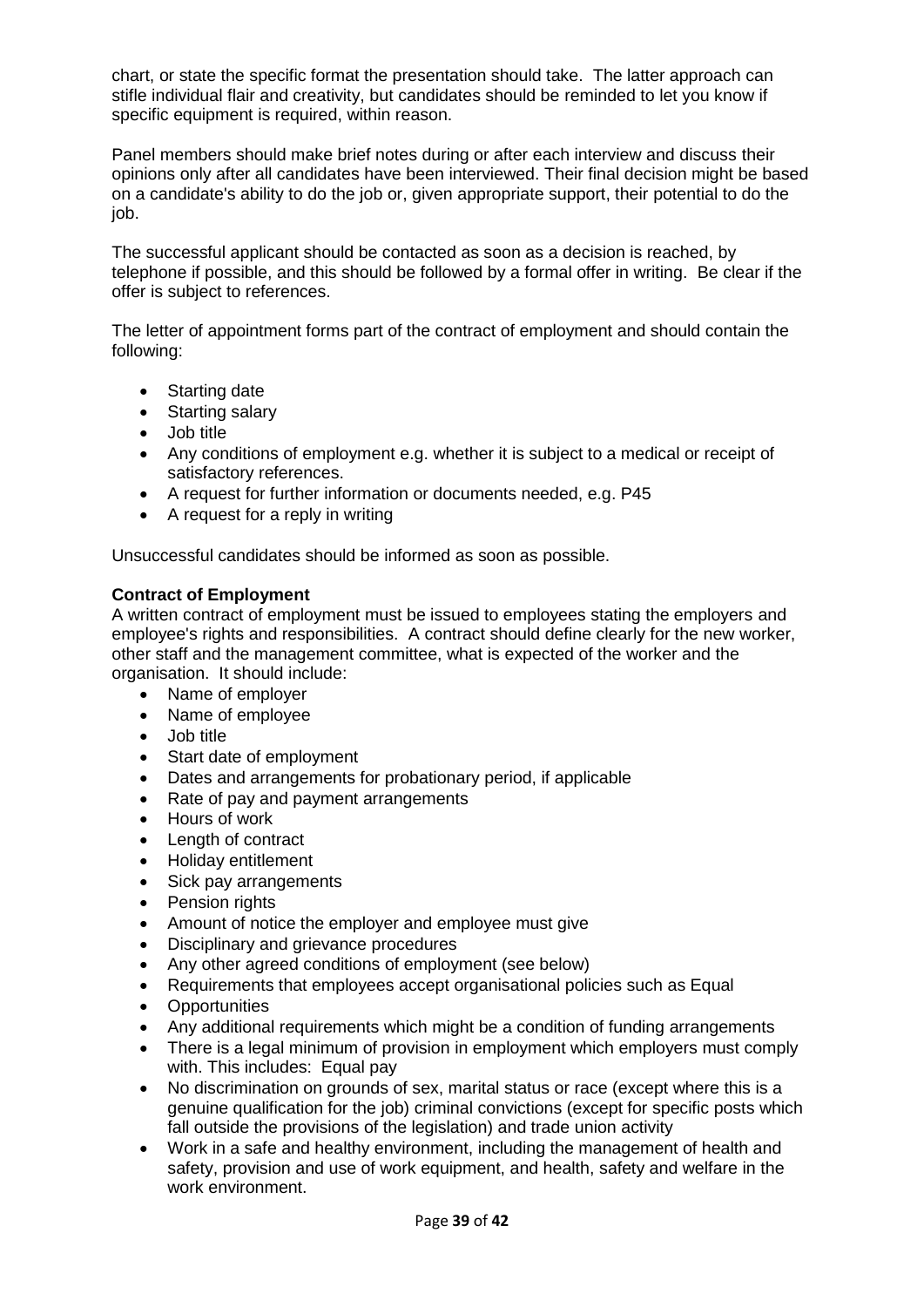chart, or state the specific format the presentation should take. The latter approach can stifle individual flair and creativity, but candidates should be reminded to let you know if specific equipment is required, within reason.

Panel members should make brief notes during or after each interview and discuss their opinions only after all candidates have been interviewed. Their final decision might be based on a candidate's ability to do the job or, given appropriate support, their potential to do the job.

The successful applicant should be contacted as soon as a decision is reached, by telephone if possible, and this should be followed by a formal offer in writing. Be clear if the offer is subject to references.

The letter of appointment forms part of the contract of employment and should contain the following:

- Starting date
- Starting salary
- Job title
- Any conditions of employment e.g. whether it is subject to a medical or receipt of satisfactory references.
- A request for further information or documents needed, e.g. P45
- A request for a reply in writing

Unsuccessful candidates should be informed as soon as possible.

**Contract of Employment**

A written contract of employment must be issued to employees stating the employers and employee's rights and responsibilities. A contract should define clearly for the new worker, other staff and the management committee, what is expected of the worker and the organisation. It should include:

- Name of employer
- Name of employee
- Job title
- Start date of employment
- Dates and arrangements for probationary period, if applicable
- Rate of pay and payment arrangements
- Hours of work
- Length of contract
- Holiday entitlement
- Sick pay arrangements
- Pension rights
- Amount of notice the employer and employee must give
- Disciplinary and grievance procedures
- Any other agreed conditions of employment (see below)
- Requirements that employees accept organisational policies such as Equal
- Opportunities
- Any additional requirements which might be a condition of funding arrangements
- There is a legal minimum of provision in employment which employers must comply with. This includes: Equal pay
- No discrimination on grounds of sex, marital status or race (except where this is a genuine qualification for the job) criminal convictions (except for specific posts which fall outside the provisions of the legislation) and trade union activity
- Work in a safe and healthy environment, including the management of health and safety, provision and use of work equipment, and health, safety and welfare in the work environment.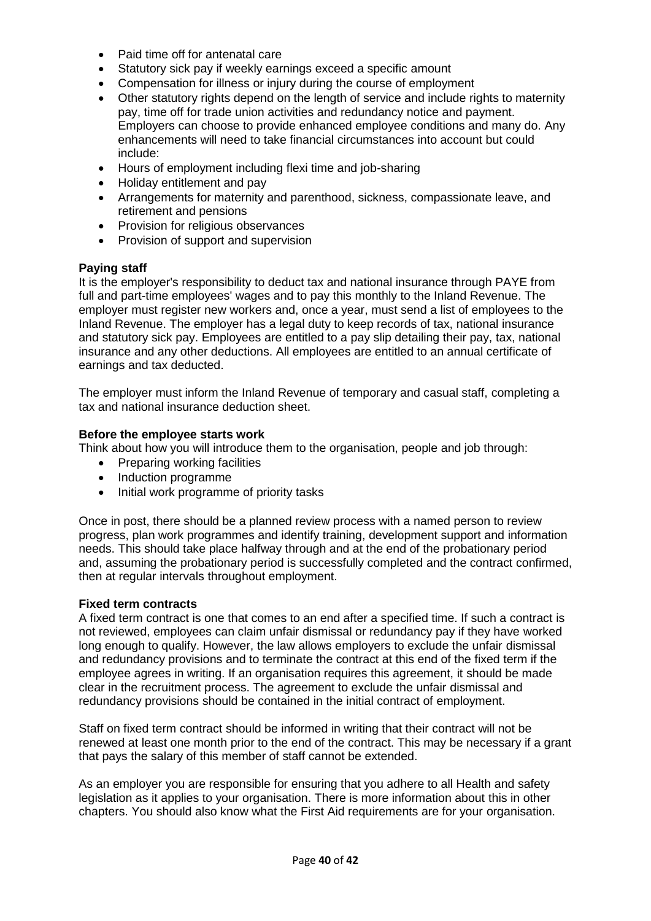- Paid time off for antenatal care
- Statutory sick pay if weekly earnings exceed a specific amount
- Compensation for illness or injury during the course of employment
- Other statutory rights depend on the length of service and include rights to maternity pay, time off for trade union activities and redundancy notice and payment. Employers can choose to provide enhanced employee conditions and many do. Any enhancements will need to take financial circumstances into account but could include:
- Hours of employment including flexi time and job-sharing
- Holiday entitlement and pay
- Arrangements for maternity and parenthood, sickness, compassionate leave, and retirement and pensions
- Provision for religious observances
- Provision of support and supervision

**Paying staff**

It is the employer's responsibility to deduct tax and national insurance through PAYE from full and part-time employees' wages and to pay this monthly to the Inland Revenue. The employer must register new workers and, once a year, must send a list of employees to the Inland Revenue. The employer has a legal duty to keep records of tax, national insurance and statutory sick pay. Employees are entitled to a pay slip detailing their pay, tax, national insurance and any other deductions. All employees are entitled to an annual certificate of earnings and tax deducted.

The employer must inform the Inland Revenue of temporary and casual staff, completing a tax and national insurance deduction sheet.

**Before the employee starts work**

Think about how you will introduce them to the organisation, people and job through:

- Preparing working facilities
- Induction programme
- Initial work programme of priority tasks

Once in post, there should be a planned review process with a named person to review progress, plan work programmes and identify training, development support and information needs. This should take place halfway through and at the end of the probationary period and, assuming the probationary period is successfully completed and the contract confirmed, then at regular intervals throughout employment.

**Fixed term contracts**

A fixed term contract is one that comes to an end after a specified time. If such a contract is not reviewed, employees can claim unfair dismissal or redundancy pay if they have worked long enough to qualify. However, the law allows employers to exclude the unfair dismissal and redundancy provisions and to terminate the contract at this end of the fixed term if the employee agrees in writing. If an organisation requires this agreement, it should be made clear in the recruitment process. The agreement to exclude the unfair dismissal and redundancy provisions should be contained in the initial contract of employment.

Staff on fixed term contract should be informed in writing that their contract will not be renewed at least one month prior to the end of the contract. This may be necessary if a grant that pays the salary of this member of staff cannot be extended.

As an employer you are responsible for ensuring that you adhere to all Health and safety legislation as it applies to your organisation. There is more information about this in other chapters. You should also know what the First Aid requirements are for your organisation.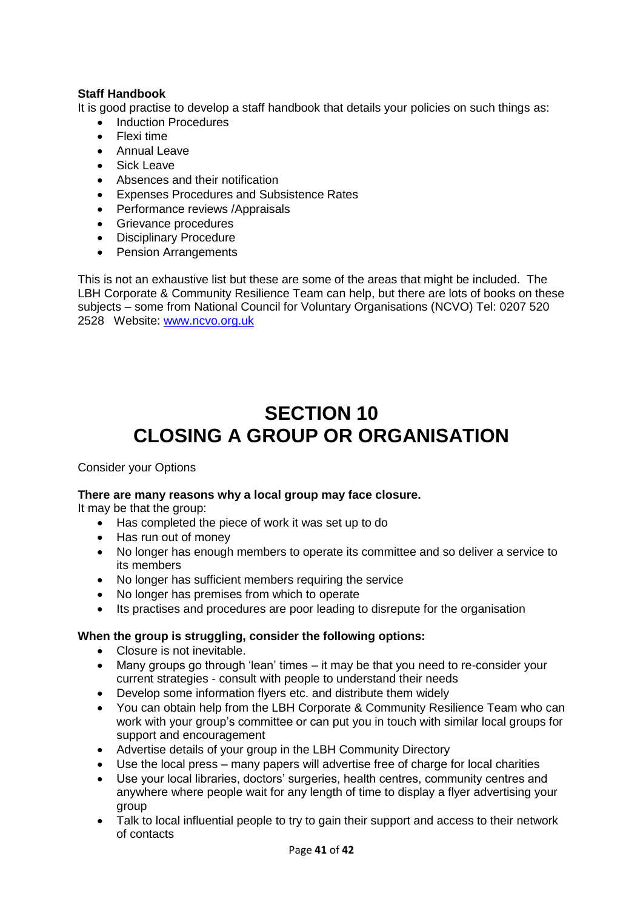**Staff Handbook**

It is good practise to develop a staff handbook that details your policies on such things as:

- Induction Procedures
- Flexi time
- Annual Leave
- Sick Leave
- Absences and their notification
- Expenses Procedures and Subsistence Rates
- Performance reviews /Appraisals
- Grievance procedures
- Disciplinary Procedure
- Pension Arrangements

This is not an exhaustive list but these are some of the areas that might be included. The LBH Corporate & Community Resilience Team can help, but there are lots of books on these subjects – some from National Council for Voluntary Organisations (NCVO) Tel: 0207 520 2528 Website: www.ncvo.org.uk

# SECTION 10
# CLOSING A GROUP OR ORGANISATION

Consider your Options

**There are many reasons why a local group may face closure.**

It may be that the group:

- Has completed the piece of work it was set up to do
- Has run out of money
- No longer has enough members to operate its committee and so deliver a service to its members
- No longer has sufficient members requiring the service
- No longer has premises from which to operate
- Its practises and procedures are poor leading to disrepute for the organisation

**When the group is struggling, consider the following options:**

- Closure is not inevitable.
- Many groups go through 'lean' times – it may be that you need to re-consider your current strategies - consult with people to understand their needs
- Develop some information flyers etc. and distribute them widely
- You can obtain help from the LBH Corporate & Community Resilience Team who can work with your group's committee or can put you in touch with similar local groups for support and encouragement
- Advertise details of your group in the LBH Community Directory
- Use the local press – many papers will advertise free of charge for local charities
- Use your local libraries, doctors' surgeries, health centres, community centres and anywhere where people wait for any length of time to display a flyer advertising your group
- Talk to local influential people to try to gain their support and access to their network of contacts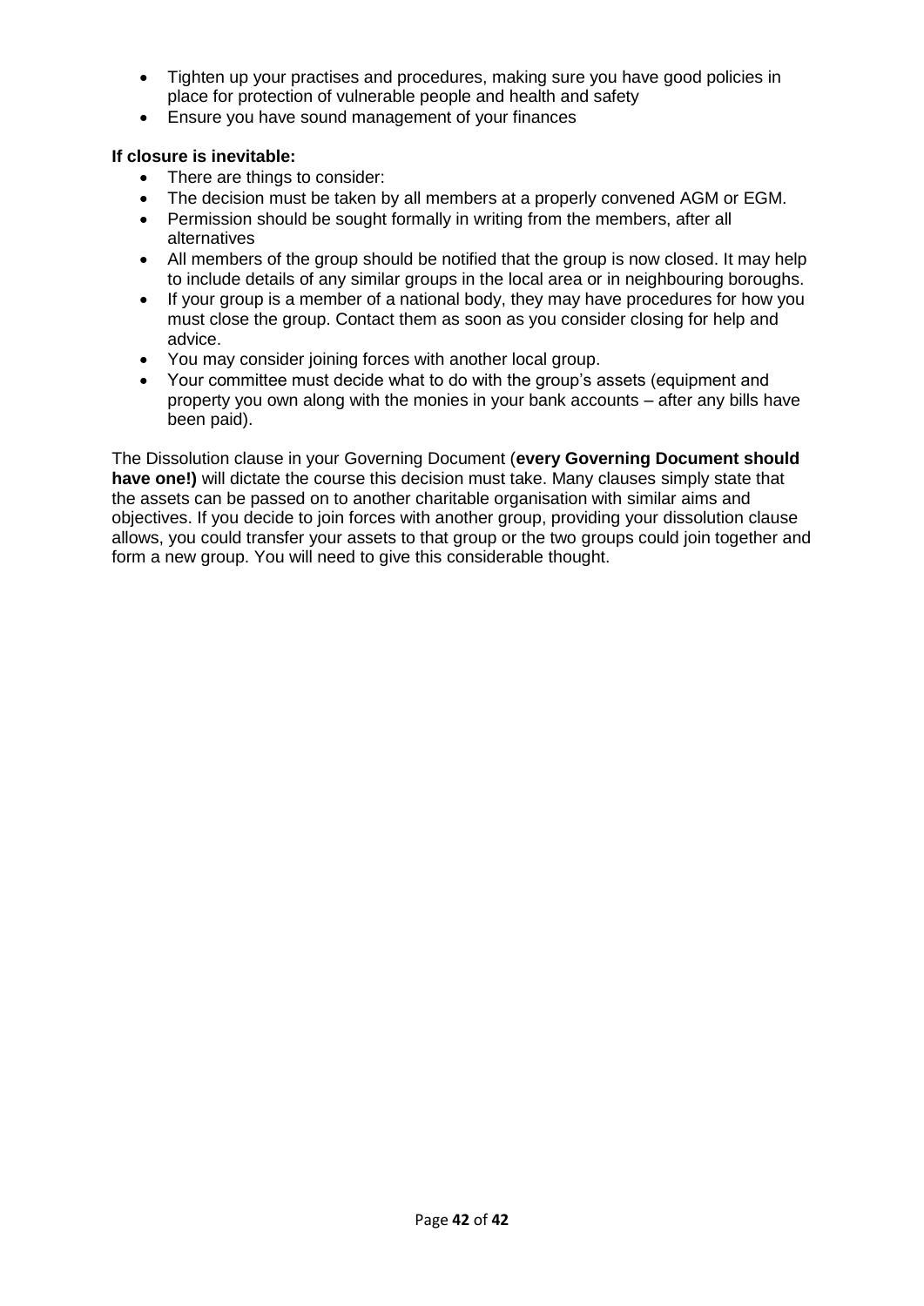- Tighten up your practises and procedures, making sure you have good policies in place for protection of vulnerable people and health and safety
- Ensure you have sound management of your finances

**If closure is inevitable:**

- There are things to consider:
- The decision must be taken by all members at a properly convened AGM or EGM.
- Permission should be sought formally in writing from the members, after all alternatives
- All members of the group should be notified that the group is now closed. It may help to include details of any similar groups in the local area or in neighbouring boroughs.
- If your group is a member of a national body, they may have procedures for how you must close the group. Contact them as soon as you consider closing for help and advice.
- You may consider joining forces with another local group.
- Your committee must decide what to do with the group's assets (equipment and property you own along with the monies in your bank accounts – after any bills have been paid).

The Dissolution clause in your Governing Document (**every Governing Document should have one!)** will dictate the course this decision must take. Many clauses simply state that the assets can be passed on to another charitable organisation with similar aims and objectives. If you decide to join forces with another group, providing your dissolution clause allows, you could transfer your assets to that group or the two groups could join together and form a new group. You will need to give this considerable thought.